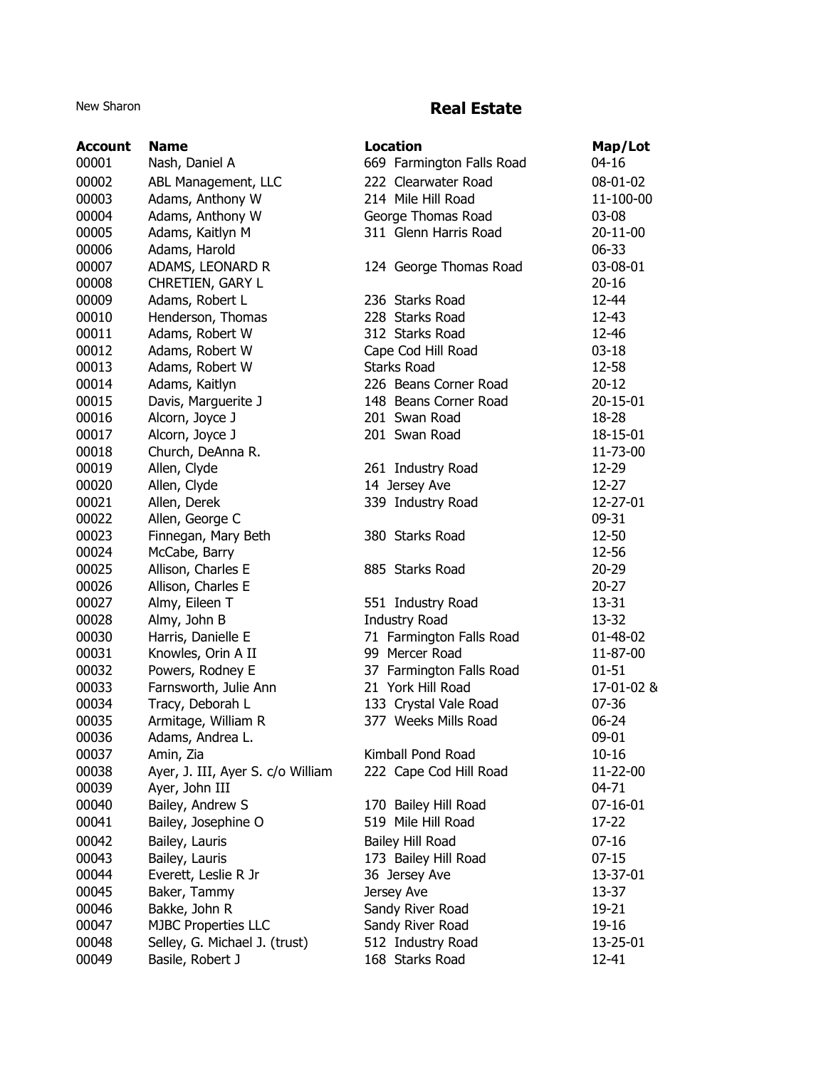New Sharon

# Real Estate

| Account | Name | Location | Map/Lot |
|---|---|---|---|
| 00001 | Nash, Daniel A | 669 Farmington Falls Road | 04-16 |
| 00002 | ABL Management, LLC | 222 Clearwater Road | 08-01-02 |
| 00003 | Adams, Anthony W | 214 Mile Hill Road | 11-100-00 |
| 00004 | Adams, Anthony W | George Thomas Road | 03-08 |
| 00005 | Adams, Kaitlyn M | 311 Glenn Harris Road | 20-11-00 |
| 00006 | Adams, Harold | | 06-33 |
| 00007 | ADAMS, LEONARD R | 124 George Thomas Road | 03-08-01 |
| 00008 | CHRETIEN, GARY L | | 20-16 |
| 00009 | Adams, Robert L | 236 Starks Road | 12-44 |
| 00010 | Henderson, Thomas | 228 Starks Road | 12-43 |
| 00011 | Adams, Robert W | 312 Starks Road | 12-46 |
| 00012 | Adams, Robert W | Cape Cod Hill Road | 03-18 |
| 00013 | Adams, Robert W | Starks Road | 12-58 |
| 00014 | Adams, Kaitlyn | 226 Beans Corner Road | 20-12 |
| 00015 | Davis, Marguerite J | 148 Beans Corner Road | 20-15-01 |
| 00016 | Alcorn, Joyce J | 201 Swan Road | 18-28 |
| 00017 | Alcorn, Joyce J | 201 Swan Road | 18-15-01 |
| 00018 | Church, DeAnna R. | | 11-73-00 |
| 00019 | Allen, Clyde | 261 Industry Road | 12-29 |
| 00020 | Allen, Clyde | 14 Jersey Ave | 12-27 |
| 00021 | Allen, Derek | 339 Industry Road | 12-27-01 |
| 00022 | Allen, George C | | 09-31 |
| 00023 | Finnegan, Mary Beth | 380 Starks Road | 12-50 |
| 00024 | McCabe, Barry | | 12-56 |
| 00025 | Allison, Charles E | 885 Starks Road | 20-29 |
| 00026 | Allison, Charles E | | 20-27 |
| 00027 | Almy, Eileen T | 551 Industry Road | 13-31 |
| 00028 | Almy, John B | Industry Road | 13-32 |
| 00030 | Harris, Danielle E | 71 Farmington Falls Road | 01-48-02 |
| 00031 | Knowles, Orin A II | 99 Mercer Road | 11-87-00 |
| 00032 | Powers, Rodney E | 37 Farmington Falls Road | 01-51 |
| 00033 | Farnsworth, Julie Ann | 21 York Hill Road | 17-01-02 & |
| 00034 | Tracy, Deborah L | 133 Crystal Vale Road | 07-36 |
| 00035 | Armitage, William R | 377 Weeks Mills Road | 06-24 |
| 00036 | Adams, Andrea L. | | 09-01 |
| 00037 | Amin, Zia | Kimball Pond Road | 10-16 |
| 00038 | Ayer, J. III, Ayer S. c/o William | 222 Cape Cod Hill Road | 11-22-00 |
| 00039 | Ayer, John III | | 04-71 |
| 00040 | Bailey, Andrew S | 170 Bailey Hill Road | 07-16-01 |
| 00041 | Bailey, Josephine O | 519 Mile Hill Road | 17-22 |
| 00042 | Bailey, Lauris | Bailey Hill Road | 07-16 |
| 00043 | Bailey, Lauris | 173 Bailey Hill Road | 07-15 |
| 00044 | Everett, Leslie R Jr | 36 Jersey Ave | 13-37-01 |
| 00045 | Baker, Tammy | Jersey Ave | 13-37 |
| 00046 | Bakke, John R | Sandy River Road | 19-21 |
| 00047 | MJBC Properties LLC | Sandy River Road | 19-16 |
| 00048 | Selley, G. Michael J. (trust) | 512 Industry Road | 13-25-01 |
| 00049 | Basile, Robert J | 168 Starks Road | 12-41 |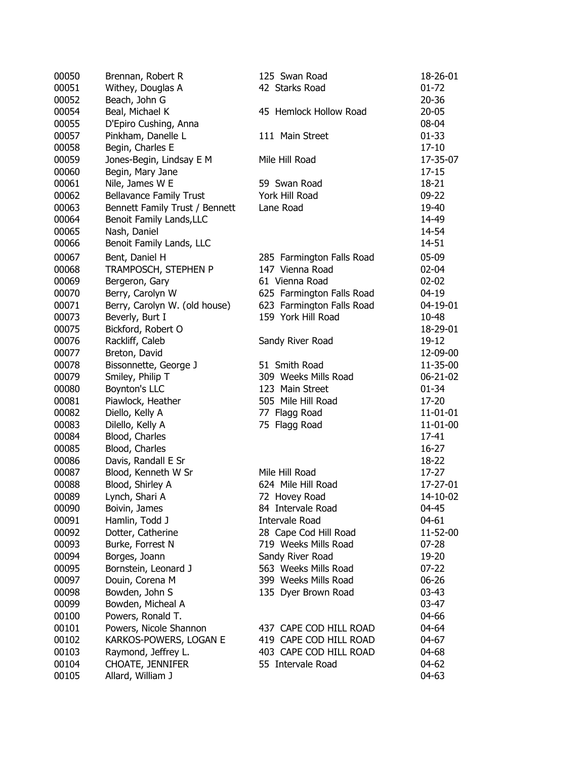| | | | |
|---|---|---|---|
| 00050 | Brennan, Robert R | 125 Swan Road | 18-26-01 |
| 00051 | Withey, Douglas A | 42 Starks Road | 01-72 |
| 00052 | Beach, John G | | 20-36 |
| 00054 | Beal, Michael K | 45 Hemlock Hollow Road | 20-05 |
| 00055 | D'Epiro Cushing, Anna | | 08-04 |
| 00057 | Pinkham, Danelle L | 111 Main Street | 01-33 |
| 00058 | Begin, Charles E | | 17-10 |
| 00059 | Jones-Begin, Lindsay E M | Mile Hill Road | 17-35-07 |
| 00060 | Begin, Mary Jane | | 17-15 |
| 00061 | Nile, James W E | 59 Swan Road | 18-21 |
| 00062 | Bellavance Family Trust | York Hill Road | 09-22 |
| 00063 | Bennett Family Trust / Bennett | Lane Road | 19-40 |
| 00064 | Benoit Family Lands,LLC | | 14-49 |
| 00065 | Nash, Daniel | | 14-54 |
| 00066 | Benoit Family Lands, LLC | | 14-51 |
| 00067 | Bent, Daniel H | 285 Farmington Falls Road | 05-09 |
| 00068 | TRAMPOSCH, STEPHEN P | 147 Vienna Road | 02-04 |
| 00069 | Bergeron, Gary | 61 Vienna Road | 02-02 |
| 00070 | Berry, Carolyn W | 625 Farmington Falls Road | 04-19 |
| 00071 | Berry, Carolyn W. (old house) | 623 Farmington Falls Road | 04-19-01 |
| 00073 | Beverly, Burt I | 159 York Hill Road | 10-48 |
| 00075 | Bickford, Robert O | | 18-29-01 |
| 00076 | Rackliff, Caleb | Sandy River Road | 19-12 |
| 00077 | Breton, David | | 12-09-00 |
| 00078 | Bissonnette, George J | 51 Smith Road | 11-35-00 |
| 00079 | Smiley, Philip T | 309 Weeks Mills Road | 06-21-02 |
| 00080 | Boynton's LLC | 123 Main Street | 01-34 |
| 00081 | Piawlock, Heather | 505 Mile Hill Road | 17-20 |
| 00082 | Diello, Kelly A | 77 Flagg Road | 11-01-01 |
| 00083 | Dilello, Kelly A | 75 Flagg Road | 11-01-00 |
| 00084 | Blood, Charles | | 17-41 |
| 00085 | Blood, Charles | | 16-27 |
| 00086 | Davis, Randall E Sr | | 18-22 |
| 00087 | Blood, Kenneth W Sr | Mile Hill Road | 17-27 |
| 00088 | Blood, Shirley A | 624 Mile Hill Road | 17-27-01 |
| 00089 | Lynch, Shari A | 72 Hovey Road | 14-10-02 |
| 00090 | Boivin, James | 84 Intervale Road | 04-45 |
| 00091 | Hamlin, Todd J | Intervale Road | 04-61 |
| 00092 | Dotter, Catherine | 28 Cape Cod Hill Road | 11-52-00 |
| 00093 | Burke, Forrest N | 719 Weeks Mills Road | 07-28 |
| 00094 | Borges, Joann | Sandy River Road | 19-20 |
| 00095 | Bornstein, Leonard J | 563 Weeks Mills Road | 07-22 |
| 00097 | Douin, Corena M | 399 Weeks Mills Road | 06-26 |
| 00098 | Bowden, John S | 135 Dyer Brown Road | 03-43 |
| 00099 | Bowden, Micheal A | | 03-47 |
| 00100 | Powers, Ronald T. | | 04-66 |
| 00101 | Powers, Nicole Shannon | 437 CAPE COD HILL ROAD | 04-64 |
| 00102 | KARKOS-POWERS, LOGAN E | 419 CAPE COD HILL ROAD | 04-67 |
| 00103 | Raymond, Jeffrey L. | 403 CAPE COD HILL ROAD | 04-68 |
| 00104 | CHOATE, JENNIFER | 55 Intervale Road | 04-62 |
| 00105 | Allard, William J | | 04-63 |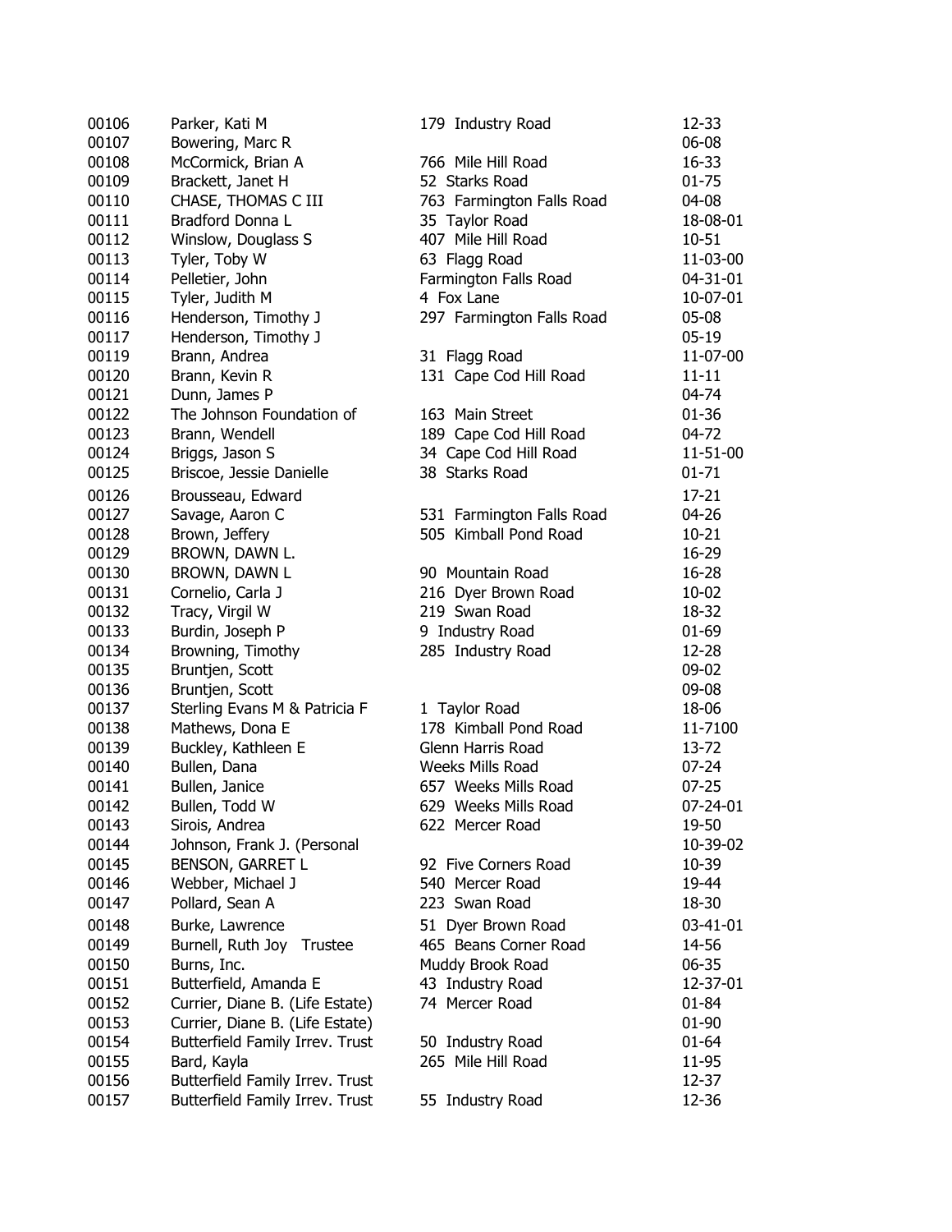| | | | |
|---|---|---|---|
| 00106 | Parker, Kati M | 179 Industry Road | 12-33 |
| 00107 | Bowering, Marc R | | 06-08 |
| 00108 | McCormick, Brian A | 766 Mile Hill Road | 16-33 |
| 00109 | Brackett, Janet H | 52 Starks Road | 01-75 |
| 00110 | CHASE, THOMAS C III | 763 Farmington Falls Road | 04-08 |
| 00111 | Bradford Donna L | 35 Taylor Road | 18-08-01 |
| 00112 | Winslow, Douglass S | 407 Mile Hill Road | 10-51 |
| 00113 | Tyler, Toby W | 63 Flagg Road | 11-03-00 |
| 00114 | Pelletier, John | Farmington Falls Road | 04-31-01 |
| 00115 | Tyler, Judith M | 4 Fox Lane | 10-07-01 |
| 00116 | Henderson, Timothy J | 297 Farmington Falls Road | 05-08 |
| 00117 | Henderson, Timothy J | | 05-19 |
| 00119 | Brann, Andrea | 31 Flagg Road | 11-07-00 |
| 00120 | Brann, Kevin R | 131 Cape Cod Hill Road | 11-11 |
| 00121 | Dunn, James P | | 04-74 |
| 00122 | The Johnson Foundation of | 163 Main Street | 01-36 |
| 00123 | Brann, Wendell | 189 Cape Cod Hill Road | 04-72 |
| 00124 | Briggs, Jason S | 34 Cape Cod Hill Road | 11-51-00 |
| 00125 | Briscoe, Jessie Danielle | 38 Starks Road | 01-71 |
| 00126 | Brousseau, Edward | | 17-21 |
| 00127 | Savage, Aaron C | 531 Farmington Falls Road | 04-26 |
| 00128 | Brown, Jeffery | 505 Kimball Pond Road | 10-21 |
| 00129 | BROWN, DAWN L. | | 16-29 |
| 00130 | BROWN, DAWN L | 90 Mountain Road | 16-28 |
| 00131 | Cornelio, Carla J | 216 Dyer Brown Road | 10-02 |
| 00132 | Tracy, Virgil W | 219 Swan Road | 18-32 |
| 00133 | Burdin, Joseph P | 9 Industry Road | 01-69 |
| 00134 | Browning, Timothy | 285 Industry Road | 12-28 |
| 00135 | Bruntjen, Scott | | 09-02 |
| 00136 | Bruntjen, Scott | | 09-08 |
| 00137 | Sterling Evans M & Patricia F | 1 Taylor Road | 18-06 |
| 00138 | Mathews, Dona E | 178 Kimball Pond Road | 11-7100 |
| 00139 | Buckley, Kathleen E | Glenn Harris Road | 13-72 |
| 00140 | Bullen, Dana | Weeks Mills Road | 07-24 |
| 00141 | Bullen, Janice | 657 Weeks Mills Road | 07-25 |
| 00142 | Bullen, Todd W | 629 Weeks Mills Road | 07-24-01 |
| 00143 | Sirois, Andrea | 622 Mercer Road | 19-50 |
| 00144 | Johnson, Frank J. (Personal | | 10-39-02 |
| 00145 | BENSON, GARRET L | 92 Five Corners Road | 10-39 |
| 00146 | Webber, Michael J | 540 Mercer Road | 19-44 |
| 00147 | Pollard, Sean A | 223 Swan Road | 18-30 |
| 00148 | Burke, Lawrence | 51 Dyer Brown Road | 03-41-01 |
| 00149 | Burnell, Ruth Joy Trustee | 465 Beans Corner Road | 14-56 |
| 00150 | Burns, Inc. | Muddy Brook Road | 06-35 |
| 00151 | Butterfield, Amanda E | 43 Industry Road | 12-37-01 |
| 00152 | Currier, Diane B. (Life Estate) | 74 Mercer Road | 01-84 |
| 00153 | Currier, Diane B. (Life Estate) | | 01-90 |
| 00154 | Butterfield Family Irrev. Trust | 50 Industry Road | 01-64 |
| 00155 | Bard, Kayla | 265 Mile Hill Road | 11-95 |
| 00156 | Butterfield Family Irrev. Trust | | 12-37 |
| 00157 | Butterfield Family Irrev. Trust | 55 Industry Road | 12-36 |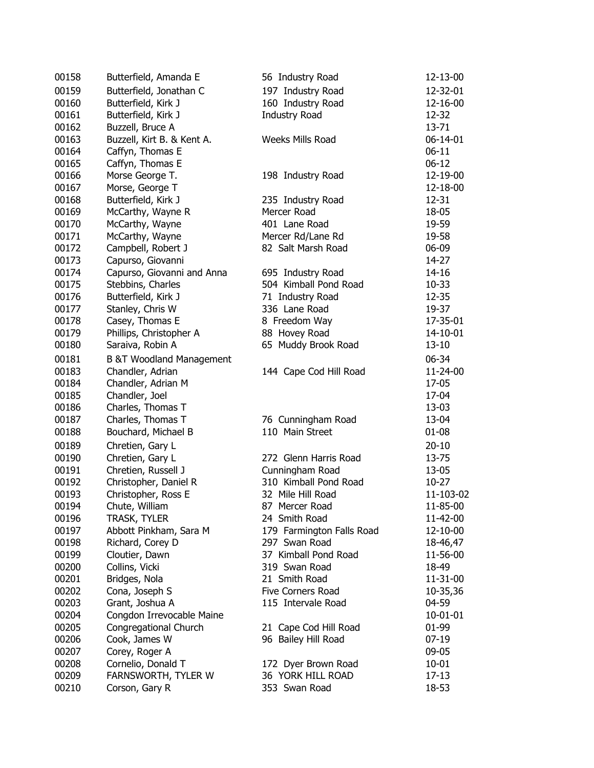| | | | |
|---|---|---|---|
| 00158 | Butterfield, Amanda E | 56 Industry Road | 12-13-00 |
| 00159 | Butterfield, Jonathan C | 197 Industry Road | 12-32-01 |
| 00160 | Butterfield, Kirk J | 160 Industry Road | 12-16-00 |
| 00161 | Butterfield, Kirk J | Industry Road | 12-32 |
| 00162 | Buzzell, Bruce A | | 13-71 |
| 00163 | Buzzell, Kirt B. & Kent A. | Weeks Mills Road | 06-14-01 |
| 00164 | Caffyn, Thomas E | | 06-11 |
| 00165 | Caffyn, Thomas E | | 06-12 |
| 00166 | Morse George T. | 198 Industry Road | 12-19-00 |
| 00167 | Morse, George T | | 12-18-00 |
| 00168 | Butterfield, Kirk J | 235 Industry Road | 12-31 |
| 00169 | McCarthy, Wayne R | Mercer Road | 18-05 |
| 00170 | McCarthy, Wayne | 401 Lane Road | 19-59 |
| 00171 | McCarthy, Wayne | Mercer Rd/Lane Rd | 19-58 |
| 00172 | Campbell, Robert J | 82 Salt Marsh Road | 06-09 |
| 00173 | Capurso, Giovanni | | 14-27 |
| 00174 | Capurso, Giovanni and Anna | 695 Industry Road | 14-16 |
| 00175 | Stebbins, Charles | 504 Kimball Pond Road | 10-33 |
| 00176 | Butterfield, Kirk J | 71 Industry Road | 12-35 |
| 00177 | Stanley, Chris W | 336 Lane Road | 19-37 |
| 00178 | Casey, Thomas E | 8 Freedom Way | 17-35-01 |
| 00179 | Phillips, Christopher A | 88 Hovey Road | 14-10-01 |
| 00180 | Saraiva, Robin A | 65 Muddy Brook Road | 13-10 |
| 00181 | B &T Woodland Management | | 06-34 |
| 00183 | Chandler, Adrian | 144 Cape Cod Hill Road | 11-24-00 |
| 00184 | Chandler, Adrian M | | 17-05 |
| 00185 | Chandler, Joel | | 17-04 |
| 00186 | Charles, Thomas T | | 13-03 |
| 00187 | Charles, Thomas T | 76 Cunningham Road | 13-04 |
| 00188 | Bouchard, Michael B | 110 Main Street | 01-08 |
| 00189 | Chretien, Gary L | | 20-10 |
| 00190 | Chretien, Gary L | 272 Glenn Harris Road | 13-75 |
| 00191 | Chretien, Russell J | Cunningham Road | 13-05 |
| 00192 | Christopher, Daniel R | 310 Kimball Pond Road | 10-27 |
| 00193 | Christopher, Ross E | 32 Mile Hill Road | 11-103-02 |
| 00194 | Chute, William | 87 Mercer Road | 11-85-00 |
| 00196 | TRASK, TYLER | 24 Smith Road | 11-42-00 |
| 00197 | Abbott Pinkham, Sara M | 179 Farmington Falls Road | 12-10-00 |
| 00198 | Richard, Corey D | 297 Swan Road | 18-46,47 |
| 00199 | Cloutier, Dawn | 37 Kimball Pond Road | 11-56-00 |
| 00200 | Collins, Vicki | 319 Swan Road | 18-49 |
| 00201 | Bridges, Nola | 21 Smith Road | 11-31-00 |
| 00202 | Cona, Joseph S | Five Corners Road | 10-35,36 |
| 00203 | Grant, Joshua A | 115 Intervale Road | 04-59 |
| 00204 | Congdon Irrevocable Maine | | 10-01-01 |
| 00205 | Congregational Church | 21 Cape Cod Hill Road | 01-99 |
| 00206 | Cook, James W | 96 Bailey Hill Road | 07-19 |
| 00207 | Corey, Roger A | | 09-05 |
| 00208 | Cornelio, Donald T | 172 Dyer Brown Road | 10-01 |
| 00209 | FARNSWORTH, TYLER W | 36 YORK HILL ROAD | 17-13 |
| 00210 | Corson, Gary R | 353 Swan Road | 18-53 |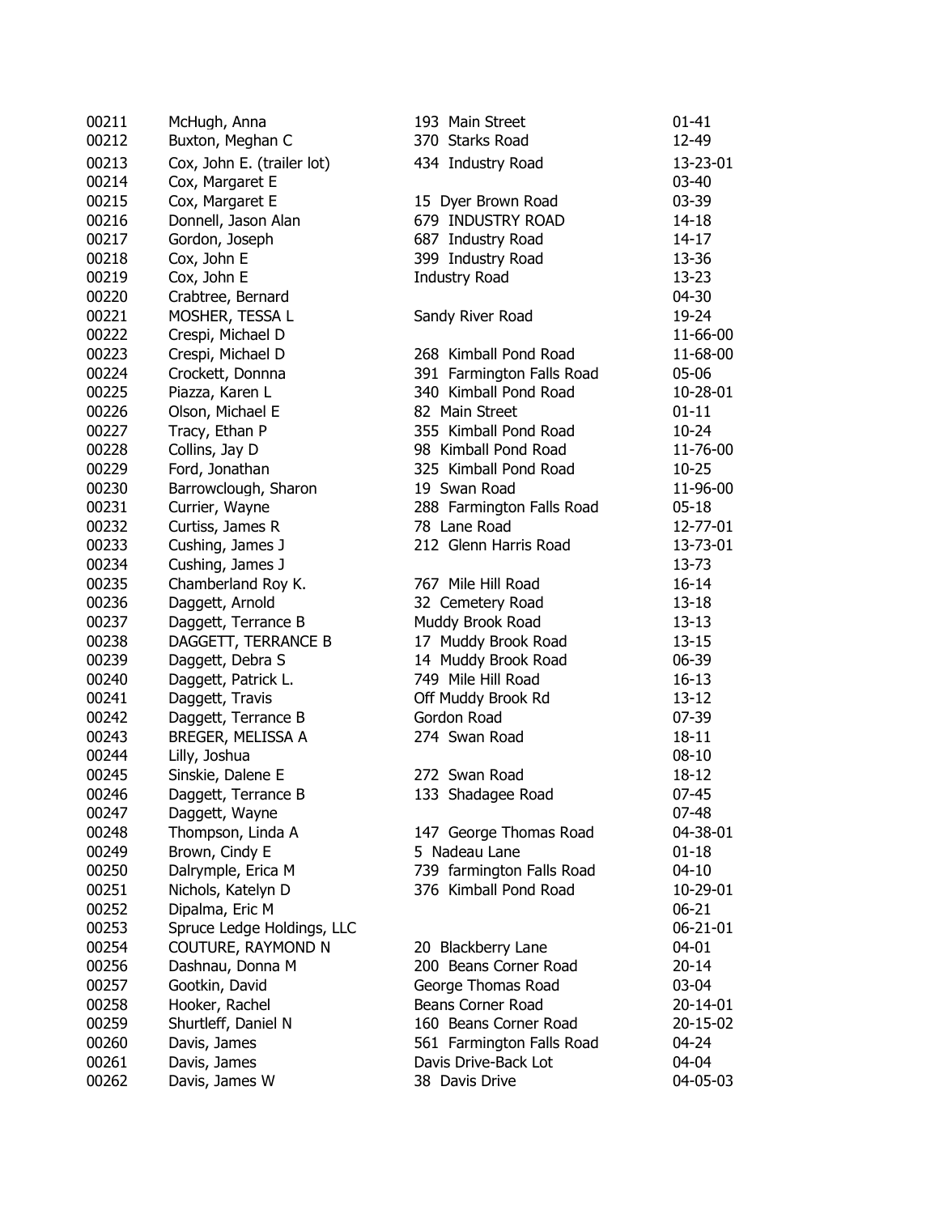| | | | |
|---|---|---|---|
| 00211 | McHugh, Anna | 193 Main Street | 01-41 |
| 00212 | Buxton, Meghan C | 370 Starks Road | 12-49 |
| 00213 | Cox, John E. (trailer lot) | 434 Industry Road | 13-23-01 |
| 00214 | Cox, Margaret E | | 03-40 |
| 00215 | Cox, Margaret E | 15 Dyer Brown Road | 03-39 |
| 00216 | Donnell, Jason Alan | 679 INDUSTRY ROAD | 14-18 |
| 00217 | Gordon, Joseph | 687 Industry Road | 14-17 |
| 00218 | Cox, John E | 399 Industry Road | 13-36 |
| 00219 | Cox, John E | Industry Road | 13-23 |
| 00220 | Crabtree, Bernard | | 04-30 |
| 00221 | MOSHER, TESSA L | Sandy River Road | 19-24 |
| 00222 | Crespi, Michael D | | 11-66-00 |
| 00223 | Crespi, Michael D | 268 Kimball Pond Road | 11-68-00 |
| 00224 | Crockett, Donnna | 391 Farmington Falls Road | 05-06 |
| 00225 | Piazza, Karen L | 340 Kimball Pond Road | 10-28-01 |
| 00226 | Olson, Michael E | 82 Main Street | 01-11 |
| 00227 | Tracy, Ethan P | 355 Kimball Pond Road | 10-24 |
| 00228 | Collins, Jay D | 98 Kimball Pond Road | 11-76-00 |
| 00229 | Ford, Jonathan | 325 Kimball Pond Road | 10-25 |
| 00230 | Barrowclough, Sharon | 19 Swan Road | 11-96-00 |
| 00231 | Currier, Wayne | 288 Farmington Falls Road | 05-18 |
| 00232 | Curtiss, James R | 78 Lane Road | 12-77-01 |
| 00233 | Cushing, James J | 212 Glenn Harris Road | 13-73-01 |
| 00234 | Cushing, James J | | 13-73 |
| 00235 | Chamberland Roy K. | 767 Mile Hill Road | 16-14 |
| 00236 | Daggett, Arnold | 32 Cemetery Road | 13-18 |
| 00237 | Daggett, Terrance B | Muddy Brook Road | 13-13 |
| 00238 | DAGGETT, TERRANCE B | 17 Muddy Brook Road | 13-15 |
| 00239 | Daggett, Debra S | 14 Muddy Brook Road | 06-39 |
| 00240 | Daggett, Patrick L. | 749 Mile Hill Road | 16-13 |
| 00241 | Daggett, Travis | Off Muddy Brook Rd | 13-12 |
| 00242 | Daggett, Terrance B | Gordon Road | 07-39 |
| 00243 | BREGER, MELISSA A | 274 Swan Road | 18-11 |
| 00244 | Lilly, Joshua | | 08-10 |
| 00245 | Sinskie, Dalene E | 272 Swan Road | 18-12 |
| 00246 | Daggett, Terrance B | 133 Shadagee Road | 07-45 |
| 00247 | Daggett, Wayne | | 07-48 |
| 00248 | Thompson, Linda A | 147 George Thomas Road | 04-38-01 |
| 00249 | Brown, Cindy E | 5 Nadeau Lane | 01-18 |
| 00250 | Dalrymple, Erica M | 739 farmington Falls Road | 04-10 |
| 00251 | Nichols, Katelyn D | 376 Kimball Pond Road | 10-29-01 |
| 00252 | Dipalma, Eric M | | 06-21 |
| 00253 | Spruce Ledge Holdings, LLC | | 06-21-01 |
| 00254 | COUTURE, RAYMOND N | 20 Blackberry Lane | 04-01 |
| 00256 | Dashnau, Donna M | 200 Beans Corner Road | 20-14 |
| 00257 | Gootkin, David | George Thomas Road | 03-04 |
| 00258 | Hooker, Rachel | Beans Corner Road | 20-14-01 |
| 00259 | Shurtleff, Daniel N | 160 Beans Corner Road | 20-15-02 |
| 00260 | Davis, James | 561 Farmington Falls Road | 04-24 |
| 00261 | Davis, James | Davis Drive-Back Lot | 04-04 |
| 00262 | Davis, James W | 38 Davis Drive | 04-05-03 |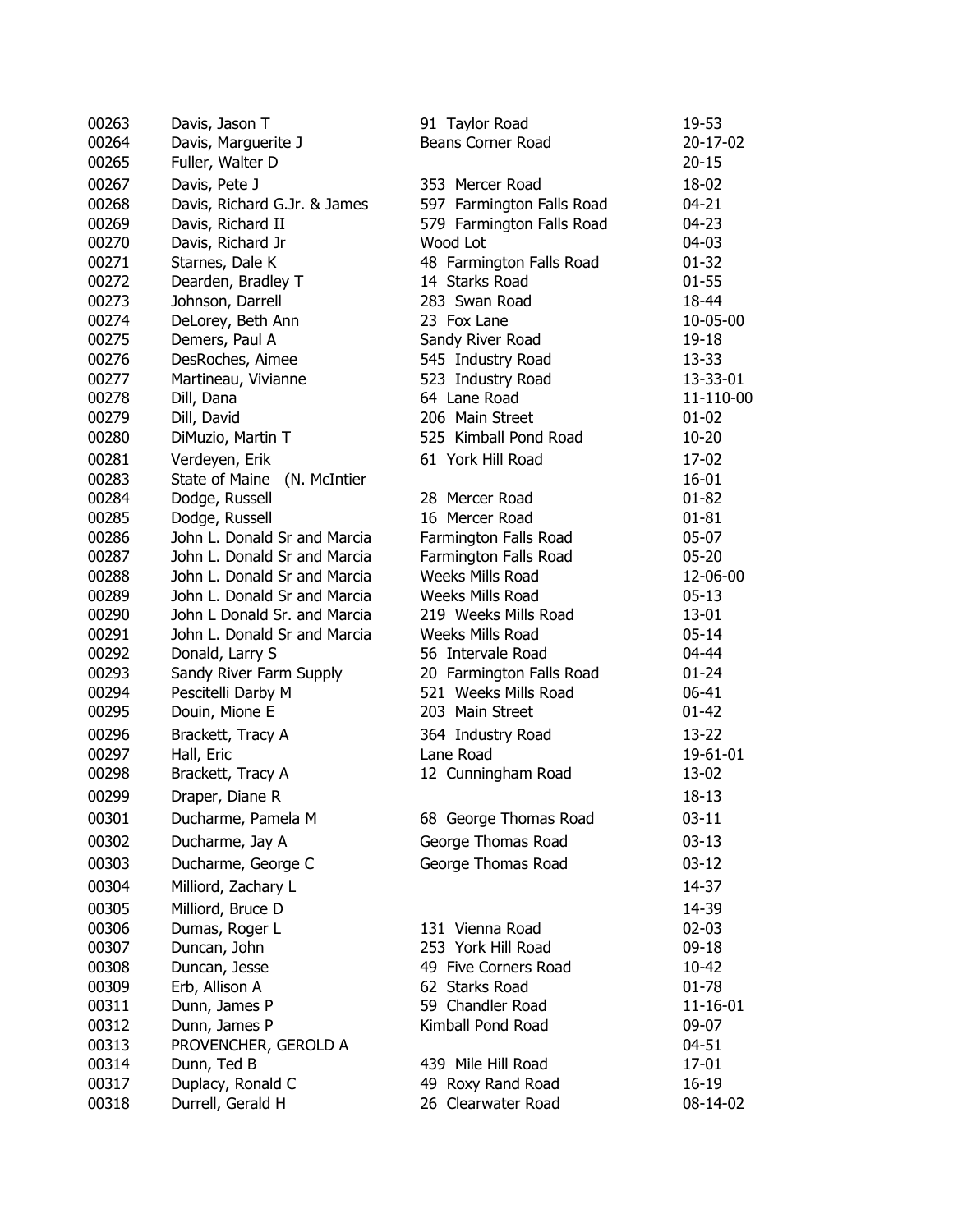| | | | |
|---|---|---|---|
| 00263 | Davis, Jason T | 91 Taylor Road | 19-53 |
| 00264 | Davis, Marguerite J | Beans Corner Road | 20-17-02 |
| 00265 | Fuller, Walter D | | 20-15 |
| 00267 | Davis, Pete J | 353 Mercer Road | 18-02 |
| 00268 | Davis, Richard G.Jr. & James | 597 Farmington Falls Road | 04-21 |
| 00269 | Davis, Richard II | 579 Farmington Falls Road | 04-23 |
| 00270 | Davis, Richard Jr | Wood Lot | 04-03 |
| 00271 | Starnes, Dale K | 48 Farmington Falls Road | 01-32 |
| 00272 | Dearden, Bradley T | 14 Starks Road | 01-55 |
| 00273 | Johnson, Darrell | 283 Swan Road | 18-44 |
| 00274 | DeLorey, Beth Ann | 23 Fox Lane | 10-05-00 |
| 00275 | Demers, Paul A | Sandy River Road | 19-18 |
| 00276 | DesRoches, Aimee | 545 Industry Road | 13-33 |
| 00277 | Martineau, Vivianne | 523 Industry Road | 13-33-01 |
| 00278 | Dill, Dana | 64 Lane Road | 11-110-00 |
| 00279 | Dill, David | 206 Main Street | 01-02 |
| 00280 | DiMuzio, Martin T | 525 Kimball Pond Road | 10-20 |
| 00281 | Verdeyen, Erik | 61 York Hill Road | 17-02 |
| 00283 | State of Maine (N. McIntier | | 16-01 |
| 00284 | Dodge, Russell | 28 Mercer Road | 01-82 |
| 00285 | Dodge, Russell | 16 Mercer Road | 01-81 |
| 00286 | John L. Donald Sr and Marcia | Farmington Falls Road | 05-07 |
| 00287 | John L. Donald Sr and Marcia | Farmington Falls Road | 05-20 |
| 00288 | John L. Donald Sr and Marcia | Weeks Mills Road | 12-06-00 |
| 00289 | John L. Donald Sr and Marcia | Weeks Mills Road | 05-13 |
| 00290 | John L Donald Sr. and Marcia | 219 Weeks Mills Road | 13-01 |
| 00291 | John L. Donald Sr and Marcia | Weeks Mills Road | 05-14 |
| 00292 | Donald, Larry S | 56 Intervale Road | 04-44 |
| 00293 | Sandy River Farm Supply | 20 Farmington Falls Road | 01-24 |
| 00294 | Pescitelli Darby M | 521 Weeks Mills Road | 06-41 |
| 00295 | Douin, Mione E | 203 Main Street | 01-42 |
| 00296 | Brackett, Tracy A | 364 Industry Road | 13-22 |
| 00297 | Hall, Eric | Lane Road | 19-61-01 |
| 00298 | Brackett, Tracy A | 12 Cunningham Road | 13-02 |
| 00299 | Draper, Diane R | | 18-13 |
| 00301 | Ducharme, Pamela M | 68 George Thomas Road | 03-11 |
| 00302 | Ducharme, Jay A | George Thomas Road | 03-13 |
| 00303 | Ducharme, George C | George Thomas Road | 03-12 |
| 00304 | Milliord, Zachary L | | 14-37 |
| 00305 | Milliord, Bruce D | | 14-39 |
| 00306 | Dumas, Roger L | 131 Vienna Road | 02-03 |
| 00307 | Duncan, John | 253 York Hill Road | 09-18 |
| 00308 | Duncan, Jesse | 49 Five Corners Road | 10-42 |
| 00309 | Erb, Allison A | 62 Starks Road | 01-78 |
| 00311 | Dunn, James P | 59 Chandler Road | 11-16-01 |
| 00312 | Dunn, James P | Kimball Pond Road | 09-07 |
| 00313 | PROVENCHER, GEROLD A | | 04-51 |
| 00314 | Dunn, Ted B | 439 Mile Hill Road | 17-01 |
| 00317 | Duplacy, Ronald C | 49 Roxy Rand Road | 16-19 |
| 00318 | Durrell, Gerald H | 26 Clearwater Road | 08-14-02 |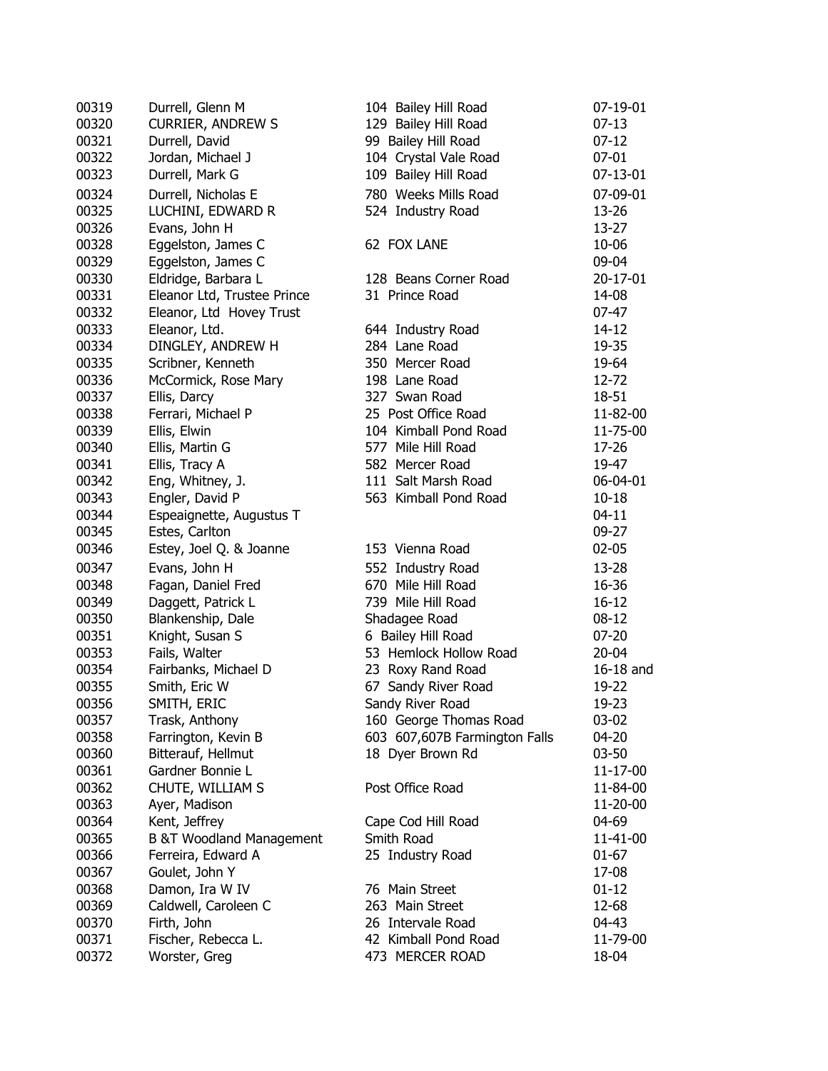| | | | |
|---|---|---|---|
| 00319 | Durrell, Glenn M | 104 Bailey Hill Road | 07-19-01 |
| 00320 | CURRIER, ANDREW S | 129 Bailey Hill Road | 07-13 |
| 00321 | Durrell, David | 99 Bailey Hill Road | 07-12 |
| 00322 | Jordan, Michael J | 104 Crystal Vale Road | 07-01 |
| 00323 | Durrell, Mark G | 109 Bailey Hill Road | 07-13-01 |
| 00324 | Durrell, Nicholas E | 780 Weeks Mills Road | 07-09-01 |
| 00325 | LUCHINI, EDWARD R | 524 Industry Road | 13-26 |
| 00326 | Evans, John H | | 13-27 |
| 00328 | Eggelston, James C | 62 FOX LANE | 10-06 |
| 00329 | Eggelston, James C | | 09-04 |
| 00330 | Eldridge, Barbara L | 128 Beans Corner Road | 20-17-01 |
| 00331 | Eleanor Ltd, Trustee Prince | 31 Prince Road | 14-08 |
| 00332 | Eleanor, Ltd Hovey Trust | | 07-47 |
| 00333 | Eleanor, Ltd. | 644 Industry Road | 14-12 |
| 00334 | DINGLEY, ANDREW H | 284 Lane Road | 19-35 |
| 00335 | Scribner, Kenneth | 350 Mercer Road | 19-64 |
| 00336 | McCormick, Rose Mary | 198 Lane Road | 12-72 |
| 00337 | Ellis, Darcy | 327 Swan Road | 18-51 |
| 00338 | Ferrari, Michael P | 25 Post Office Road | 11-82-00 |
| 00339 | Ellis, Elwin | 104 Kimball Pond Road | 11-75-00 |
| 00340 | Ellis, Martin G | 577 Mile Hill Road | 17-26 |
| 00341 | Ellis, Tracy A | 582 Mercer Road | 19-47 |
| 00342 | Eng, Whitney, J. | 111 Salt Marsh Road | 06-04-01 |
| 00343 | Engler, David P | 563 Kimball Pond Road | 10-18 |
| 00344 | Espeaignette, Augustus T | | 04-11 |
| 00345 | Estes, Carlton | | 09-27 |
| 00346 | Estey, Joel Q. & Joanne | 153 Vienna Road | 02-05 |
| 00347 | Evans, John H | 552 Industry Road | 13-28 |
| 00348 | Fagan, Daniel Fred | 670 Mile Hill Road | 16-36 |
| 00349 | Daggett, Patrick L | 739 Mile Hill Road | 16-12 |
| 00350 | Blankenship, Dale | Shadagee Road | 08-12 |
| 00351 | Knight, Susan S | 6 Bailey Hill Road | 07-20 |
| 00353 | Fails, Walter | 53 Hemlock Hollow Road | 20-04 |
| 00354 | Fairbanks, Michael D | 23 Roxy Rand Road | 16-18 and |
| 00355 | Smith, Eric W | 67 Sandy River Road | 19-22 |
| 00356 | SMITH, ERIC | Sandy River Road | 19-23 |
| 00357 | Trask, Anthony | 160 George Thomas Road | 03-02 |
| 00358 | Farrington, Kevin B | 603 607,607B Farmington Falls | 04-20 |
| 00360 | Bitterauf, Hellmut | 18 Dyer Brown Rd | 03-50 |
| 00361 | Gardner Bonnie L | | 11-17-00 |
| 00362 | CHUTE, WILLIAM S | Post Office Road | 11-84-00 |
| 00363 | Ayer, Madison | | 11-20-00 |
| 00364 | Kent, Jeffrey | Cape Cod Hill Road | 04-69 |
| 00365 | B &T Woodland Management | Smith Road | 11-41-00 |
| 00366 | Ferreira, Edward A | 25 Industry Road | 01-67 |
| 00367 | Goulet, John Y | | 17-08 |
| 00368 | Damon, Ira W IV | 76 Main Street | 01-12 |
| 00369 | Caldwell, Caroleen C | 263 Main Street | 12-68 |
| 00370 | Firth, John | 26 Intervale Road | 04-43 |
| 00371 | Fischer, Rebecca L. | 42 Kimball Pond Road | 11-79-00 |
| 00372 | Worster, Greg | 473 MERCER ROAD | 18-04 |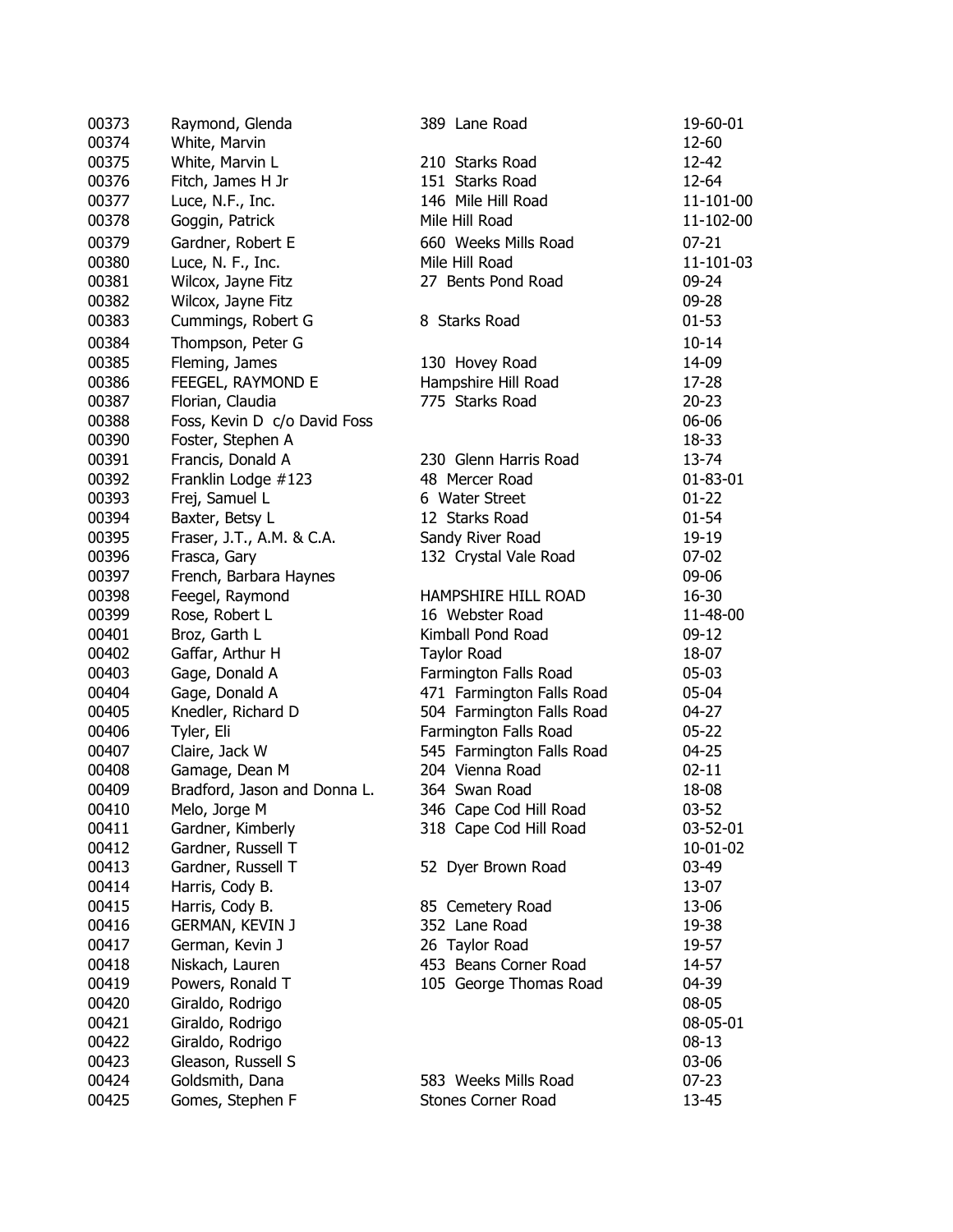| | | | |
|---|---|---|---|
| 00373 | Raymond, Glenda | 389 Lane Road | 19-60-01 |
| 00374 | White, Marvin | | 12-60 |
| 00375 | White, Marvin L | 210 Starks Road | 12-42 |
| 00376 | Fitch, James H Jr | 151 Starks Road | 12-64 |
| 00377 | Luce, N.F., Inc. | 146 Mile Hill Road | 11-101-00 |
| 00378 | Goggin, Patrick | Mile Hill Road | 11-102-00 |
| 00379 | Gardner, Robert E | 660 Weeks Mills Road | 07-21 |
| 00380 | Luce, N. F., Inc. | Mile Hill Road | 11-101-03 |
| 00381 | Wilcox, Jayne Fitz | 27 Bents Pond Road | 09-24 |
| 00382 | Wilcox, Jayne Fitz | | 09-28 |
| 00383 | Cummings, Robert G | 8 Starks Road | 01-53 |
| 00384 | Thompson, Peter G | | 10-14 |
| 00385 | Fleming, James | 130 Hovey Road | 14-09 |
| 00386 | FEEGEL, RAYMOND E | Hampshire Hill Road | 17-28 |
| 00387 | Florian, Claudia | 775 Starks Road | 20-23 |
| 00388 | Foss, Kevin D c/o David Foss | | 06-06 |
| 00390 | Foster, Stephen A | | 18-33 |
| 00391 | Francis, Donald A | 230 Glenn Harris Road | 13-74 |
| 00392 | Franklin Lodge #123 | 48 Mercer Road | 01-83-01 |
| 00393 | Frej, Samuel L | 6 Water Street | 01-22 |
| 00394 | Baxter, Betsy L | 12 Starks Road | 01-54 |
| 00395 | Fraser, J.T., A.M. & C.A. | Sandy River Road | 19-19 |
| 00396 | Frasca, Gary | 132 Crystal Vale Road | 07-02 |
| 00397 | French, Barbara Haynes | | 09-06 |
| 00398 | Feegel, Raymond | HAMPSHIRE HILL ROAD | 16-30 |
| 00399 | Rose, Robert L | 16 Webster Road | 11-48-00 |
| 00401 | Broz, Garth L | Kimball Pond Road | 09-12 |
| 00402 | Gaffar, Arthur H | Taylor Road | 18-07 |
| 00403 | Gage, Donald A | Farmington Falls Road | 05-03 |
| 00404 | Gage, Donald A | 471 Farmington Falls Road | 05-04 |
| 00405 | Knedler, Richard D | 504 Farmington Falls Road | 04-27 |
| 00406 | Tyler, Eli | Farmington Falls Road | 05-22 |
| 00407 | Claire, Jack W | 545 Farmington Falls Road | 04-25 |
| 00408 | Gamage, Dean M | 204 Vienna Road | 02-11 |
| 00409 | Bradford, Jason and Donna L. | 364 Swan Road | 18-08 |
| 00410 | Melo, Jorge M | 346 Cape Cod Hill Road | 03-52 |
| 00411 | Gardner, Kimberly | 318 Cape Cod Hill Road | 03-52-01 |
| 00412 | Gardner, Russell T | | 10-01-02 |
| 00413 | Gardner, Russell T | 52 Dyer Brown Road | 03-49 |
| 00414 | Harris, Cody B. | | 13-07 |
| 00415 | Harris, Cody B. | 85 Cemetery Road | 13-06 |
| 00416 | GERMAN, KEVIN J | 352 Lane Road | 19-38 |
| 00417 | German, Kevin J | 26 Taylor Road | 19-57 |
| 00418 | Niskach, Lauren | 453 Beans Corner Road | 14-57 |
| 00419 | Powers, Ronald T | 105 George Thomas Road | 04-39 |
| 00420 | Giraldo, Rodrigo | | 08-05 |
| 00421 | Giraldo, Rodrigo | | 08-05-01 |
| 00422 | Giraldo, Rodrigo | | 08-13 |
| 00423 | Gleason, Russell S | | 03-06 |
| 00424 | Goldsmith, Dana | 583 Weeks Mills Road | 07-23 |
| 00425 | Gomes, Stephen F | Stones Corner Road | 13-45 |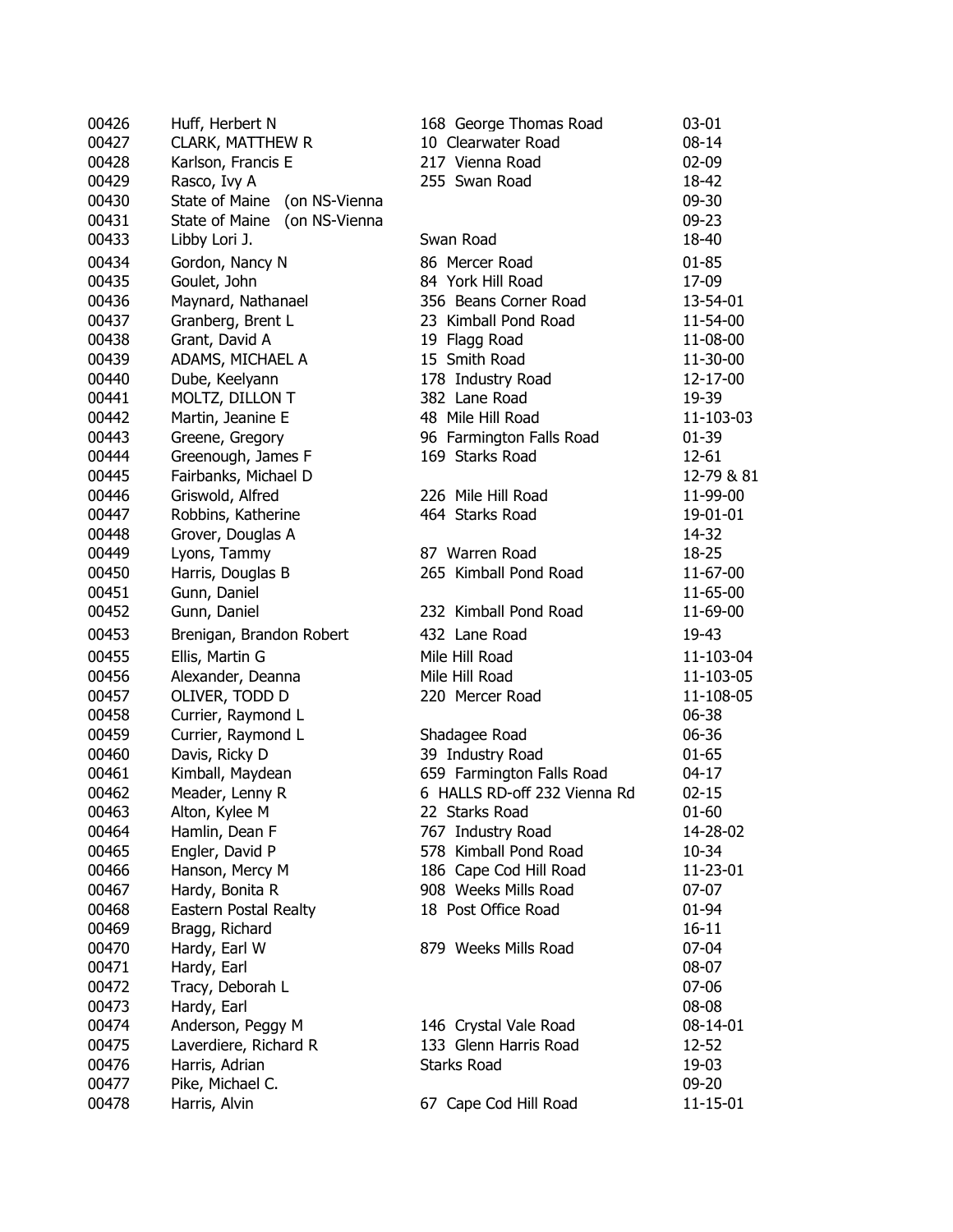| | | | |
|---|---|---|---|
| 00426 | Huff, Herbert N | 168 George Thomas Road | 03-01 |
| 00427 | CLARK, MATTHEW R | 10 Clearwater Road | 08-14 |
| 00428 | Karlson, Francis E | 217 Vienna Road | 02-09 |
| 00429 | Rasco, Ivy A | 255 Swan Road | 18-42 |
| 00430 | State of Maine (on NS-Vienna | | 09-30 |
| 00431 | State of Maine (on NS-Vienna | | 09-23 |
| 00433 | Libby Lori J. | Swan Road | 18-40 |
| 00434 | Gordon, Nancy N | 86 Mercer Road | 01-85 |
| 00435 | Goulet, John | 84 York Hill Road | 17-09 |
| 00436 | Maynard, Nathanael | 356 Beans Corner Road | 13-54-01 |
| 00437 | Granberg, Brent L | 23 Kimball Pond Road | 11-54-00 |
| 00438 | Grant, David A | 19 Flagg Road | 11-08-00 |
| 00439 | ADAMS, MICHAEL A | 15 Smith Road | 11-30-00 |
| 00440 | Dube, Keelyann | 178 Industry Road | 12-17-00 |
| 00441 | MOLTZ, DILLON T | 382 Lane Road | 19-39 |
| 00442 | Martin, Jeanine E | 48 Mile Hill Road | 11-103-03 |
| 00443 | Greene, Gregory | 96 Farmington Falls Road | 01-39 |
| 00444 | Greenough, James F | 169 Starks Road | 12-61 |
| 00445 | Fairbanks, Michael D | | 12-79 & 81 |
| 00446 | Griswold, Alfred | 226 Mile Hill Road | 11-99-00 |
| 00447 | Robbins, Katherine | 464 Starks Road | 19-01-01 |
| 00448 | Grover, Douglas A | | 14-32 |
| 00449 | Lyons, Tammy | 87 Warren Road | 18-25 |
| 00450 | Harris, Douglas B | 265 Kimball Pond Road | 11-67-00 |
| 00451 | Gunn, Daniel | | 11-65-00 |
| 00452 | Gunn, Daniel | 232 Kimball Pond Road | 11-69-00 |
| 00453 | Brenigan, Brandon Robert | 432 Lane Road | 19-43 |
| 00455 | Ellis, Martin G | Mile Hill Road | 11-103-04 |
| 00456 | Alexander, Deanna | Mile Hill Road | 11-103-05 |
| 00457 | OLIVER, TODD D | 220 Mercer Road | 11-108-05 |
| 00458 | Currier, Raymond L | | 06-38 |
| 00459 | Currier, Raymond L | Shadagee Road | 06-36 |
| 00460 | Davis, Ricky D | 39 Industry Road | 01-65 |
| 00461 | Kimball, Maydean | 659 Farmington Falls Road | 04-17 |
| 00462 | Meader, Lenny R | 6 HALLS RD-off 232 Vienna Rd | 02-15 |
| 00463 | Alton, Kylee M | 22 Starks Road | 01-60 |
| 00464 | Hamlin, Dean F | 767 Industry Road | 14-28-02 |
| 00465 | Engler, David P | 578 Kimball Pond Road | 10-34 |
| 00466 | Hanson, Mercy M | 186 Cape Cod Hill Road | 11-23-01 |
| 00467 | Hardy, Bonita R | 908 Weeks Mills Road | 07-07 |
| 00468 | Eastern Postal Realty | 18 Post Office Road | 01-94 |
| 00469 | Bragg, Richard | | 16-11 |
| 00470 | Hardy, Earl W | 879 Weeks Mills Road | 07-04 |
| 00471 | Hardy, Earl | | 08-07 |
| 00472 | Tracy, Deborah L | | 07-06 |
| 00473 | Hardy, Earl | | 08-08 |
| 00474 | Anderson, Peggy M | 146 Crystal Vale Road | 08-14-01 |
| 00475 | Laverdiere, Richard R | 133 Glenn Harris Road | 12-52 |
| 00476 | Harris, Adrian | Starks Road | 19-03 |
| 00477 | Pike, Michael C. | | 09-20 |
| 00478 | Harris, Alvin | 67 Cape Cod Hill Road | 11-15-01 |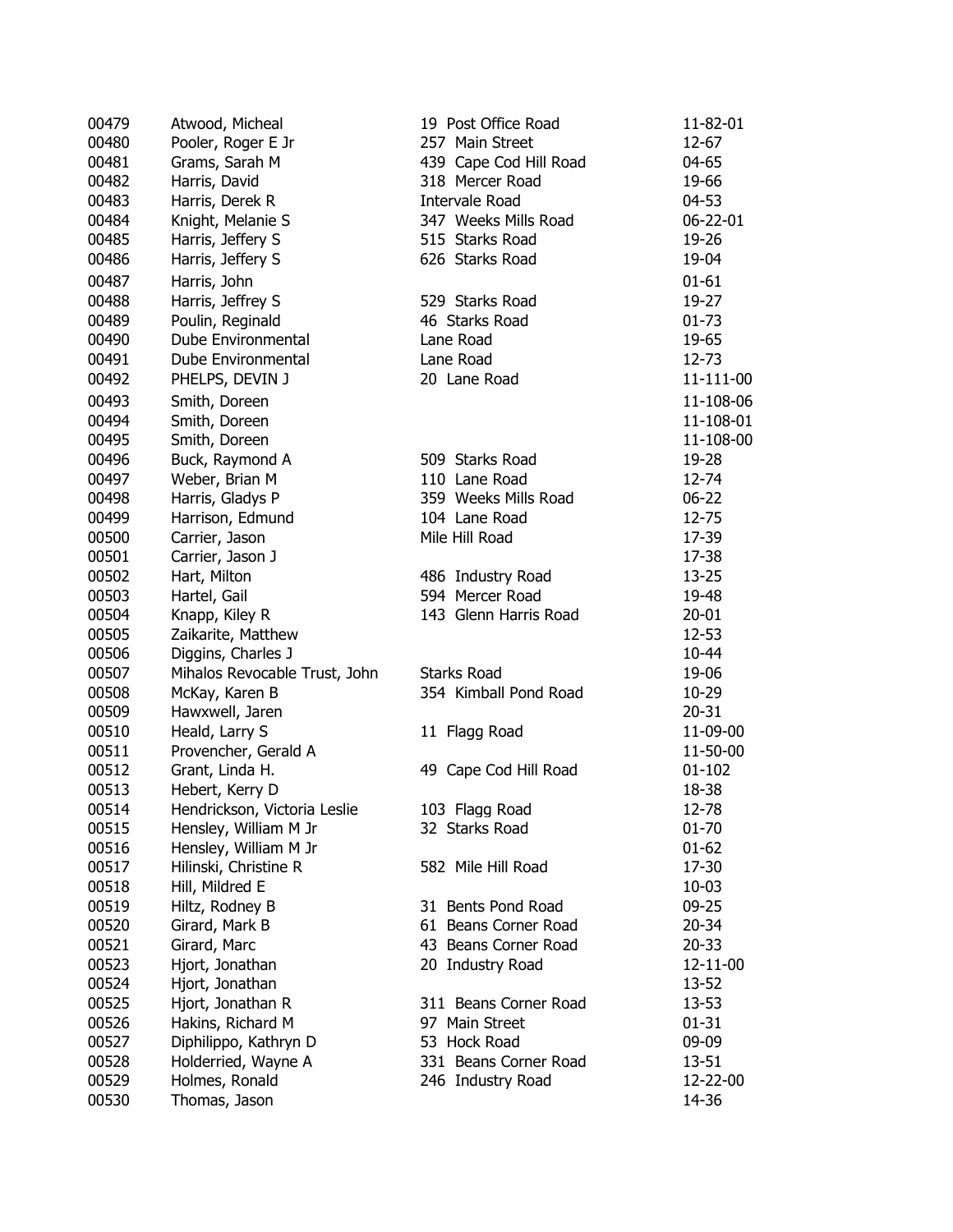| | | | |
|---|---|---|---|
| 00479 | Atwood, Micheal | 19 Post Office Road | 11-82-01 |
| 00480 | Pooler, Roger E Jr | 257 Main Street | 12-67 |
| 00481 | Grams, Sarah M | 439 Cape Cod Hill Road | 04-65 |
| 00482 | Harris, David | 318 Mercer Road | 19-66 |
| 00483 | Harris, Derek R | Intervale Road | 04-53 |
| 00484 | Knight, Melanie S | 347 Weeks Mills Road | 06-22-01 |
| 00485 | Harris, Jeffery S | 515 Starks Road | 19-26 |
| 00486 | Harris, Jeffery S | 626 Starks Road | 19-04 |
| 00487 | Harris, John | | 01-61 |
| 00488 | Harris, Jeffrey S | 529 Starks Road | 19-27 |
| 00489 | Poulin, Reginald | 46 Starks Road | 01-73 |
| 00490 | Dube Environmental | Lane Road | 19-65 |
| 00491 | Dube Environmental | Lane Road | 12-73 |
| 00492 | PHELPS, DEVIN J | 20 Lane Road | 11-111-00 |
| 00493 | Smith, Doreen | | 11-108-06 |
| 00494 | Smith, Doreen | | 11-108-01 |
| 00495 | Smith, Doreen | | 11-108-00 |
| 00496 | Buck, Raymond A | 509 Starks Road | 19-28 |
| 00497 | Weber, Brian M | 110 Lane Road | 12-74 |
| 00498 | Harris, Gladys P | 359 Weeks Mills Road | 06-22 |
| 00499 | Harrison, Edmund | 104 Lane Road | 12-75 |
| 00500 | Carrier, Jason | Mile Hill Road | 17-39 |
| 00501 | Carrier, Jason J | | 17-38 |
| 00502 | Hart, Milton | 486 Industry Road | 13-25 |
| 00503 | Hartel, Gail | 594 Mercer Road | 19-48 |
| 00504 | Knapp, Kiley R | 143 Glenn Harris Road | 20-01 |
| 00505 | Zaikarite, Matthew | | 12-53 |
| 00506 | Diggins, Charles J | | 10-44 |
| 00507 | Mihalos Revocable Trust, John | Starks Road | 19-06 |
| 00508 | McKay, Karen B | 354 Kimball Pond Road | 10-29 |
| 00509 | Hawxwell, Jaren | | 20-31 |
| 00510 | Heald, Larry S | 11 Flagg Road | 11-09-00 |
| 00511 | Provencher, Gerald A | | 11-50-00 |
| 00512 | Grant, Linda H. | 49 Cape Cod Hill Road | 01-102 |
| 00513 | Hebert, Kerry D | | 18-38 |
| 00514 | Hendrickson, Victoria Leslie | 103 Flagg Road | 12-78 |
| 00515 | Hensley, William M Jr | 32 Starks Road | 01-70 |
| 00516 | Hensley, William M Jr | | 01-62 |
| 00517 | Hilinski, Christine R | 582 Mile Hill Road | 17-30 |
| 00518 | Hill, Mildred E | | 10-03 |
| 00519 | Hiltz, Rodney B | 31 Bents Pond Road | 09-25 |
| 00520 | Girard, Mark B | 61 Beans Corner Road | 20-34 |
| 00521 | Girard, Marc | 43 Beans Corner Road | 20-33 |
| 00523 | Hjort, Jonathan | 20 Industry Road | 12-11-00 |
| 00524 | Hjort, Jonathan | | 13-52 |
| 00525 | Hjort, Jonathan R | 311 Beans Corner Road | 13-53 |
| 00526 | Hakins, Richard M | 97 Main Street | 01-31 |
| 00527 | Diphilippo, Kathryn D | 53 Hock Road | 09-09 |
| 00528 | Holderried, Wayne A | 331 Beans Corner Road | 13-51 |
| 00529 | Holmes, Ronald | 246 Industry Road | 12-22-00 |
| 00530 | Thomas, Jason | | 14-36 |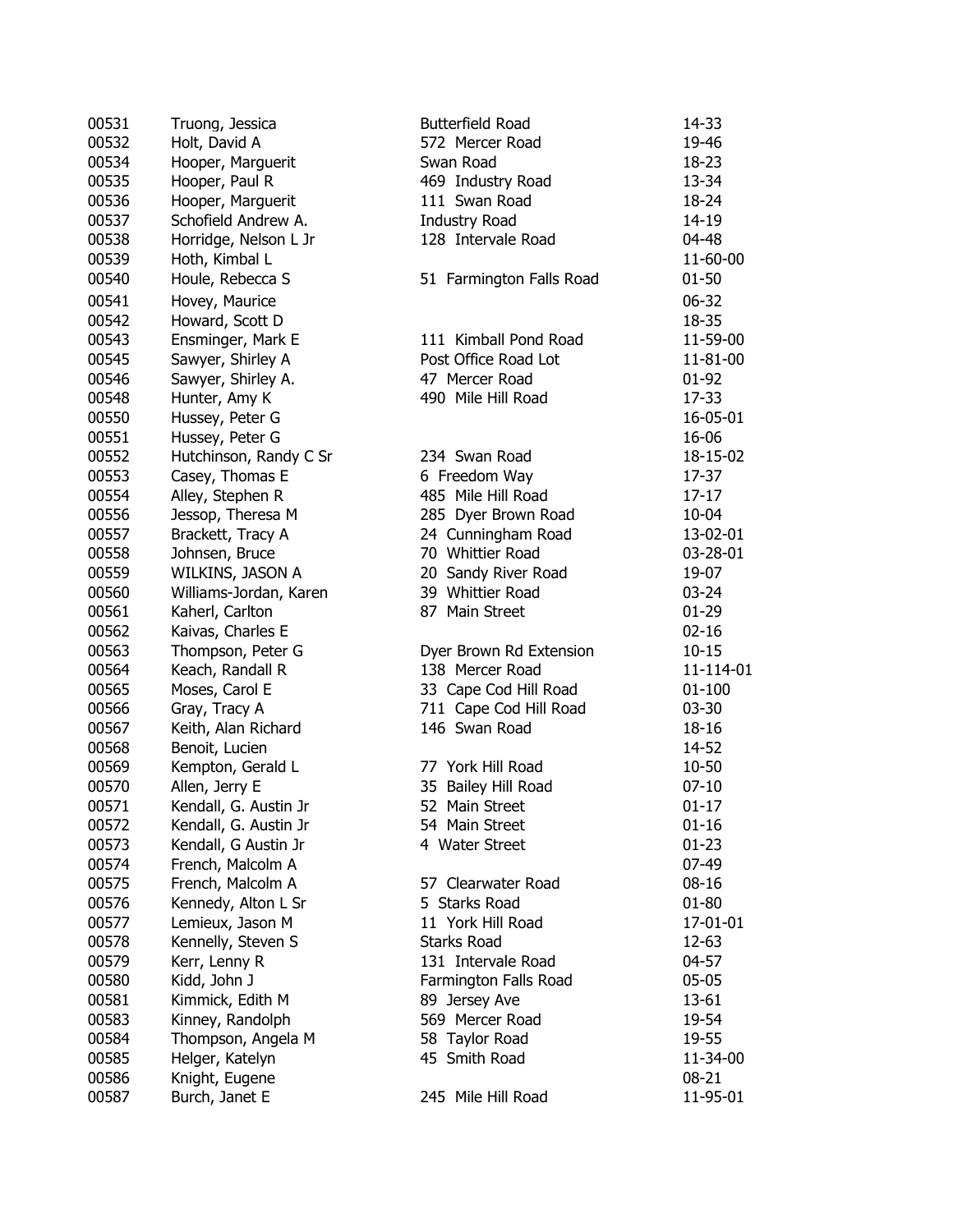| | | | |
|---|---|---|---|
| 00531 | Truong, Jessica | Butterfield Road | 14-33 |
| 00532 | Holt, David A | 572 Mercer Road | 19-46 |
| 00534 | Hooper, Marguerit | Swan Road | 18-23 |
| 00535 | Hooper, Paul R | 469 Industry Road | 13-34 |
| 00536 | Hooper, Marguerit | 111 Swan Road | 18-24 |
| 00537 | Schofield Andrew A. | Industry Road | 14-19 |
| 00538 | Horridge, Nelson L Jr | 128 Intervale Road | 04-48 |
| 00539 | Hoth, Kimbal L | | 11-60-00 |
| 00540 | Houle, Rebecca S | 51 Farmington Falls Road | 01-50 |
| 00541 | Hovey, Maurice | | 06-32 |
| 00542 | Howard, Scott D | | 18-35 |
| 00543 | Ensminger, Mark E | 111 Kimball Pond Road | 11-59-00 |
| 00545 | Sawyer, Shirley A | Post Office Road Lot | 11-81-00 |
| 00546 | Sawyer, Shirley A. | 47 Mercer Road | 01-92 |
| 00548 | Hunter, Amy K | 490 Mile Hill Road | 17-33 |
| 00550 | Hussey, Peter G | | 16-05-01 |
| 00551 | Hussey, Peter G | | 16-06 |
| 00552 | Hutchinson, Randy C Sr | 234 Swan Road | 18-15-02 |
| 00553 | Casey, Thomas E | 6 Freedom Way | 17-37 |
| 00554 | Alley, Stephen R | 485 Mile Hill Road | 17-17 |
| 00556 | Jessop, Theresa M | 285 Dyer Brown Road | 10-04 |
| 00557 | Brackett, Tracy A | 24 Cunningham Road | 13-02-01 |
| 00558 | Johnsen, Bruce | 70 Whittier Road | 03-28-01 |
| 00559 | WILKINS, JASON A | 20 Sandy River Road | 19-07 |
| 00560 | Williams-Jordan, Karen | 39 Whittier Road | 03-24 |
| 00561 | Kaherl, Carlton | 87 Main Street | 01-29 |
| 00562 | Kaivas, Charles E | | 02-16 |
| 00563 | Thompson, Peter G | Dyer Brown Rd Extension | 10-15 |
| 00564 | Keach, Randall R | 138 Mercer Road | 11-114-01 |
| 00565 | Moses, Carol E | 33 Cape Cod Hill Road | 01-100 |
| 00566 | Gray, Tracy A | 711 Cape Cod Hill Road | 03-30 |
| 00567 | Keith, Alan Richard | 146 Swan Road | 18-16 |
| 00568 | Benoit, Lucien | | 14-52 |
| 00569 | Kempton, Gerald L | 77 York Hill Road | 10-50 |
| 00570 | Allen, Jerry E | 35 Bailey Hill Road | 07-10 |
| 00571 | Kendall, G. Austin Jr | 52 Main Street | 01-17 |
| 00572 | Kendall, G. Austin Jr | 54 Main Street | 01-16 |
| 00573 | Kendall, G Austin Jr | 4 Water Street | 01-23 |
| 00574 | French, Malcolm A | | 07-49 |
| 00575 | French, Malcolm A | 57 Clearwater Road | 08-16 |
| 00576 | Kennedy, Alton L Sr | 5 Starks Road | 01-80 |
| 00577 | Lemieux, Jason M | 11 York Hill Road | 17-01-01 |
| 00578 | Kennelly, Steven S | Starks Road | 12-63 |
| 00579 | Kerr, Lenny R | 131 Intervale Road | 04-57 |
| 00580 | Kidd, John J | Farmington Falls Road | 05-05 |
| 00581 | Kimmick, Edith M | 89 Jersey Ave | 13-61 |
| 00583 | Kinney, Randolph | 569 Mercer Road | 19-54 |
| 00584 | Thompson, Angela M | 58 Taylor Road | 19-55 |
| 00585 | Helger, Katelyn | 45 Smith Road | 11-34-00 |
| 00586 | Knight, Eugene | | 08-21 |
| 00587 | Burch, Janet E | 245 Mile Hill Road | 11-95-01 |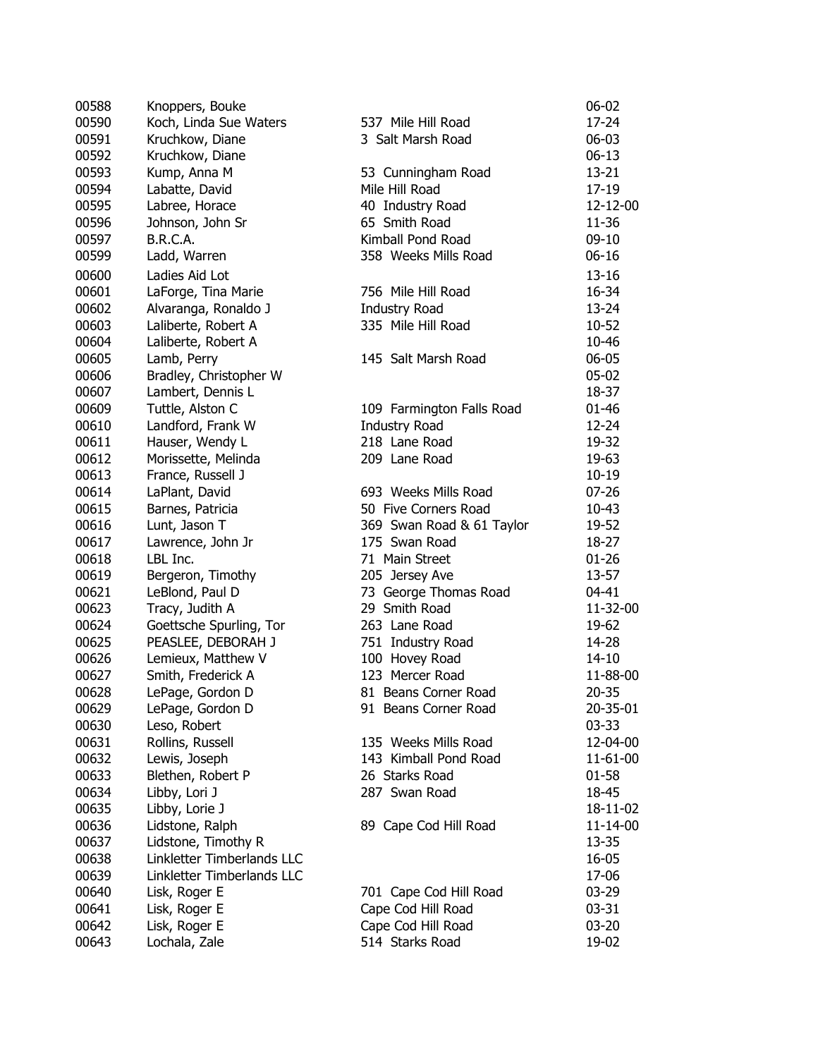| | | | |
|---|---|---|---|
| 00588 | Knoppers, Bouke | | 06-02 |
| 00590 | Koch, Linda Sue Waters | 537 Mile Hill Road | 17-24 |
| 00591 | Kruchkow, Diane | 3 Salt Marsh Road | 06-03 |
| 00592 | Kruchkow, Diane | | 06-13 |
| 00593 | Kump, Anna M | 53 Cunningham Road | 13-21 |
| 00594 | Labatte, David | Mile Hill Road | 17-19 |
| 00595 | Labree, Horace | 40 Industry Road | 12-12-00 |
| 00596 | Johnson, John Sr | 65 Smith Road | 11-36 |
| 00597 | B.R.C.A. | Kimball Pond Road | 09-10 |
| 00599 | Ladd, Warren | 358 Weeks Mills Road | 06-16 |
| 00600 | Ladies Aid Lot | | 13-16 |
| 00601 | LaForge, Tina Marie | 756 Mile Hill Road | 16-34 |
| 00602 | Alvaranga, Ronaldo J | Industry Road | 13-24 |
| 00603 | Laliberte, Robert A | 335 Mile Hill Road | 10-52 |
| 00604 | Laliberte, Robert A | | 10-46 |
| 00605 | Lamb, Perry | 145 Salt Marsh Road | 06-05 |
| 00606 | Bradley, Christopher W | | 05-02 |
| 00607 | Lambert, Dennis L | | 18-37 |
| 00609 | Tuttle, Alston C | 109 Farmington Falls Road | 01-46 |
| 00610 | Landford, Frank W | Industry Road | 12-24 |
| 00611 | Hauser, Wendy L | 218 Lane Road | 19-32 |
| 00612 | Morissette, Melinda | 209 Lane Road | 19-63 |
| 00613 | France, Russell J | | 10-19 |
| 00614 | LaPlant, David | 693 Weeks Mills Road | 07-26 |
| 00615 | Barnes, Patricia | 50 Five Corners Road | 10-43 |
| 00616 | Lunt, Jason T | 369 Swan Road & 61 Taylor | 19-52 |
| 00617 | Lawrence, John Jr | 175 Swan Road | 18-27 |
| 00618 | LBL Inc. | 71 Main Street | 01-26 |
| 00619 | Bergeron, Timothy | 205 Jersey Ave | 13-57 |
| 00621 | LeBlond, Paul D | 73 George Thomas Road | 04-41 |
| 00623 | Tracy, Judith A | 29 Smith Road | 11-32-00 |
| 00624 | Goettsche Spurling, Tor | 263 Lane Road | 19-62 |
| 00625 | PEASLEE, DEBORAH J | 751 Industry Road | 14-28 |
| 00626 | Lemieux, Matthew V | 100 Hovey Road | 14-10 |
| 00627 | Smith, Frederick A | 123 Mercer Road | 11-88-00 |
| 00628 | LePage, Gordon D | 81 Beans Corner Road | 20-35 |
| 00629 | LePage, Gordon D | 91 Beans Corner Road | 20-35-01 |
| 00630 | Leso, Robert | | 03-33 |
| 00631 | Rollins, Russell | 135 Weeks Mills Road | 12-04-00 |
| 00632 | Lewis, Joseph | 143 Kimball Pond Road | 11-61-00 |
| 00633 | Blethen, Robert P | 26 Starks Road | 01-58 |
| 00634 | Libby, Lori J | 287 Swan Road | 18-45 |
| 00635 | Libby, Lorie J | | 18-11-02 |
| 00636 | Lidstone, Ralph | 89 Cape Cod Hill Road | 11-14-00 |
| 00637 | Lidstone, Timothy R | | 13-35 |
| 00638 | Linkletter Timberlands LLC | | 16-05 |
| 00639 | Linkletter Timberlands LLC | | 17-06 |
| 00640 | Lisk, Roger E | 701 Cape Cod Hill Road | 03-29 |
| 00641 | Lisk, Roger E | Cape Cod Hill Road | 03-31 |
| 00642 | Lisk, Roger E | Cape Cod Hill Road | 03-20 |
| 00643 | Lochala, Zale | 514 Starks Road | 19-02 |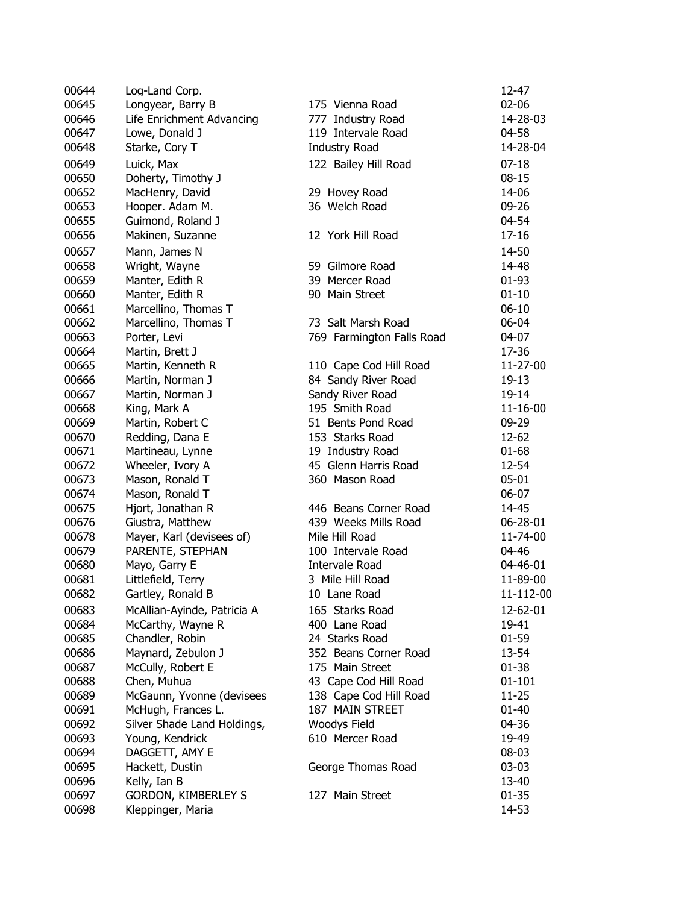| | | | |
|---|---|---|---|
| 00644 | Log-Land Corp. | | 12-47 |
| 00645 | Longyear, Barry B | 175 Vienna Road | 02-06 |
| 00646 | Life Enrichment Advancing | 777 Industry Road | 14-28-03 |
| 00647 | Lowe, Donald J | 119 Intervale Road | 04-58 |
| 00648 | Starke, Cory T | Industry Road | 14-28-04 |
| 00649 | Luick, Max | 122 Bailey Hill Road | 07-18 |
| 00650 | Doherty, Timothy J | | 08-15 |
| 00652 | MacHenry, David | 29 Hovey Road | 14-06 |
| 00653 | Hooper. Adam M. | 36 Welch Road | 09-26 |
| 00655 | Guimond, Roland J | | 04-54 |
| 00656 | Makinen, Suzanne | 12 York Hill Road | 17-16 |
| 00657 | Mann, James N | | 14-50 |
| 00658 | Wright, Wayne | 59 Gilmore Road | 14-48 |
| 00659 | Manter, Edith R | 39 Mercer Road | 01-93 |
| 00660 | Manter, Edith R | 90 Main Street | 01-10 |
| 00661 | Marcellino, Thomas T | | 06-10 |
| 00662 | Marcellino, Thomas T | 73 Salt Marsh Road | 06-04 |
| 00663 | Porter, Levi | 769 Farmington Falls Road | 04-07 |
| 00664 | Martin, Brett J | | 17-36 |
| 00665 | Martin, Kenneth R | 110 Cape Cod Hill Road | 11-27-00 |
| 00666 | Martin, Norman J | 84 Sandy River Road | 19-13 |
| 00667 | Martin, Norman J | Sandy River Road | 19-14 |
| 00668 | King, Mark A | 195 Smith Road | 11-16-00 |
| 00669 | Martin, Robert C | 51 Bents Pond Road | 09-29 |
| 00670 | Redding, Dana E | 153 Starks Road | 12-62 |
| 00671 | Martineau, Lynne | 19 Industry Road | 01-68 |
| 00672 | Wheeler, Ivory A | 45 Glenn Harris Road | 12-54 |
| 00673 | Mason, Ronald T | 360 Mason Road | 05-01 |
| 00674 | Mason, Ronald T | | 06-07 |
| 00675 | Hjort, Jonathan R | 446 Beans Corner Road | 14-45 |
| 00676 | Giustra, Matthew | 439 Weeks Mills Road | 06-28-01 |
| 00678 | Mayer, Karl (devisees of) | Mile Hill Road | 11-74-00 |
| 00679 | PARENTE, STEPHAN | 100 Intervale Road | 04-46 |
| 00680 | Mayo, Garry E | Intervale Road | 04-46-01 |
| 00681 | Littlefield, Terry | 3 Mile Hill Road | 11-89-00 |
| 00682 | Gartley, Ronald B | 10 Lane Road | 11-112-00 |
| 00683 | McAllian-Ayinde, Patricia A | 165 Starks Road | 12-62-01 |
| 00684 | McCarthy, Wayne R | 400 Lane Road | 19-41 |
| 00685 | Chandler, Robin | 24 Starks Road | 01-59 |
| 00686 | Maynard, Zebulon J | 352 Beans Corner Road | 13-54 |
| 00687 | McCully, Robert E | 175 Main Street | 01-38 |
| 00688 | Chen, Muhua | 43 Cape Cod Hill Road | 01-101 |
| 00689 | McGaunn, Yvonne (devisees | 138 Cape Cod Hill Road | 11-25 |
| 00691 | McHugh, Frances L. | 187 MAIN STREET | 01-40 |
| 00692 | Silver Shade Land Holdings, | Woodys Field | 04-36 |
| 00693 | Young, Kendrick | 610 Mercer Road | 19-49 |
| 00694 | DAGGETT, AMY E | | 08-03 |
| 00695 | Hackett, Dustin | George Thomas Road | 03-03 |
| 00696 | Kelly, Ian B | | 13-40 |
| 00697 | GORDON, KIMBERLEY S | 127 Main Street | 01-35 |
| 00698 | Kleppinger, Maria | | 14-53 |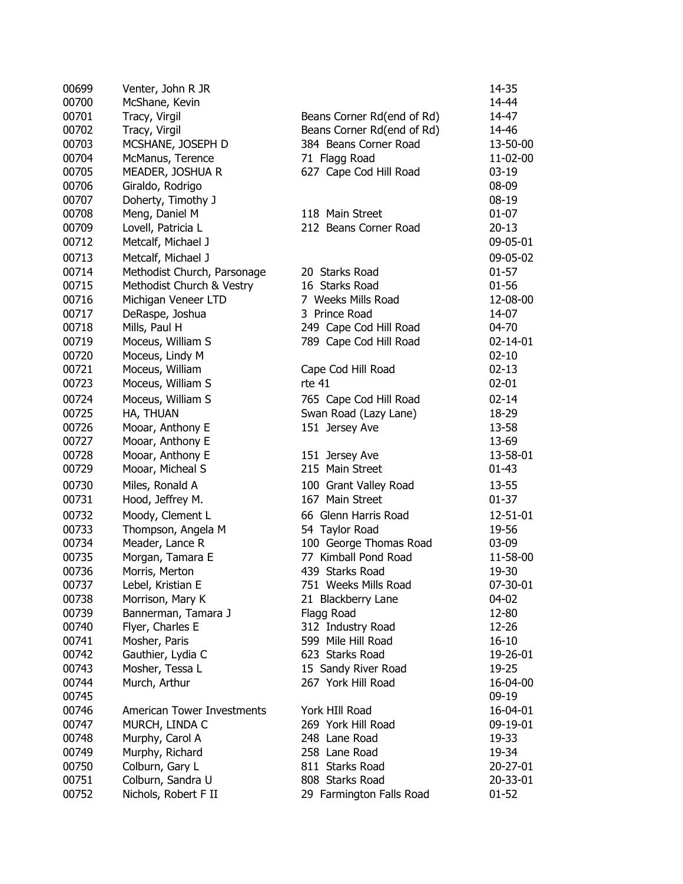| | | | |
|---|---|---|---|
| 00699 | Venter, John R JR | | 14-35 |
| 00700 | McShane, Kevin | | 14-44 |
| 00701 | Tracy, Virgil | Beans Corner Rd(end of Rd) | 14-47 |
| 00702 | Tracy, Virgil | Beans Corner Rd(end of Rd) | 14-46 |
| 00703 | MCSHANE, JOSEPH D | 384 Beans Corner Road | 13-50-00 |
| 00704 | McManus, Terence | 71 Flagg Road | 11-02-00 |
| 00705 | MEADER, JOSHUA R | 627 Cape Cod Hill Road | 03-19 |
| 00706 | Giraldo, Rodrigo | | 08-09 |
| 00707 | Doherty, Timothy J | | 08-19 |
| 00708 | Meng, Daniel M | 118 Main Street | 01-07 |
| 00709 | Lovell, Patricia L | 212 Beans Corner Road | 20-13 |
| 00712 | Metcalf, Michael J | | 09-05-01 |
| 00713 | Metcalf, Michael J | | 09-05-02 |
| 00714 | Methodist Church, Parsonage | 20 Starks Road | 01-57 |
| 00715 | Methodist Church & Vestry | 16 Starks Road | 01-56 |
| 00716 | Michigan Veneer LTD | 7 Weeks Mills Road | 12-08-00 |
| 00717 | DeRaspe, Joshua | 3 Prince Road | 14-07 |
| 00718 | Mills, Paul H | 249 Cape Cod Hill Road | 04-70 |
| 00719 | Moceus, William S | 789 Cape Cod Hill Road | 02-14-01 |
| 00720 | Moceus, Lindy M | | 02-10 |
| 00721 | Moceus, William | Cape Cod Hill Road | 02-13 |
| 00723 | Moceus, William S | rte 41 | 02-01 |
| 00724 | Moceus, William S | 765 Cape Cod Hill Road | 02-14 |
| 00725 | HA, THUAN | Swan Road (Lazy Lane) | 18-29 |
| 00726 | Mooar, Anthony E | 151 Jersey Ave | 13-58 |
| 00727 | Mooar, Anthony E | | 13-69 |
| 00728 | Mooar, Anthony E | 151 Jersey Ave | 13-58-01 |
| 00729 | Mooar, Micheal S | 215 Main Street | 01-43 |
| 00730 | Miles, Ronald A | 100 Grant Valley Road | 13-55 |
| 00731 | Hood, Jeffrey M. | 167 Main Street | 01-37 |
| 00732 | Moody, Clement L | 66 Glenn Harris Road | 12-51-01 |
| 00733 | Thompson, Angela M | 54 Taylor Road | 19-56 |
| 00734 | Meader, Lance R | 100 George Thomas Road | 03-09 |
| 00735 | Morgan, Tamara E | 77 Kimball Pond Road | 11-58-00 |
| 00736 | Morris, Merton | 439 Starks Road | 19-30 |
| 00737 | Lebel, Kristian E | 751 Weeks Mills Road | 07-30-01 |
| 00738 | Morrison, Mary K | 21 Blackberry Lane | 04-02 |
| 00739 | Bannerman, Tamara J | Flagg Road | 12-80 |
| 00740 | Flyer, Charles E | 312 Industry Road | 12-26 |
| 00741 | Mosher, Paris | 599 Mile Hill Road | 16-10 |
| 00742 | Gauthier, Lydia C | 623 Starks Road | 19-26-01 |
| 00743 | Mosher, Tessa L | 15 Sandy River Road | 19-25 |
| 00744 | Murch, Arthur | 267 York Hill Road | 16-04-00 |
| 00745 | | | 09-19 |
| 00746 | American Tower Investments | York HIll Road | 16-04-01 |
| 00747 | MURCH, LINDA C | 269 York Hill Road | 09-19-01 |
| 00748 | Murphy, Carol A | 248 Lane Road | 19-33 |
| 00749 | Murphy, Richard | 258 Lane Road | 19-34 |
| 00750 | Colburn, Gary L | 811 Starks Road | 20-27-01 |
| 00751 | Colburn, Sandra U | 808 Starks Road | 20-33-01 |
| 00752 | Nichols, Robert F II | 29 Farmington Falls Road | 01-52 |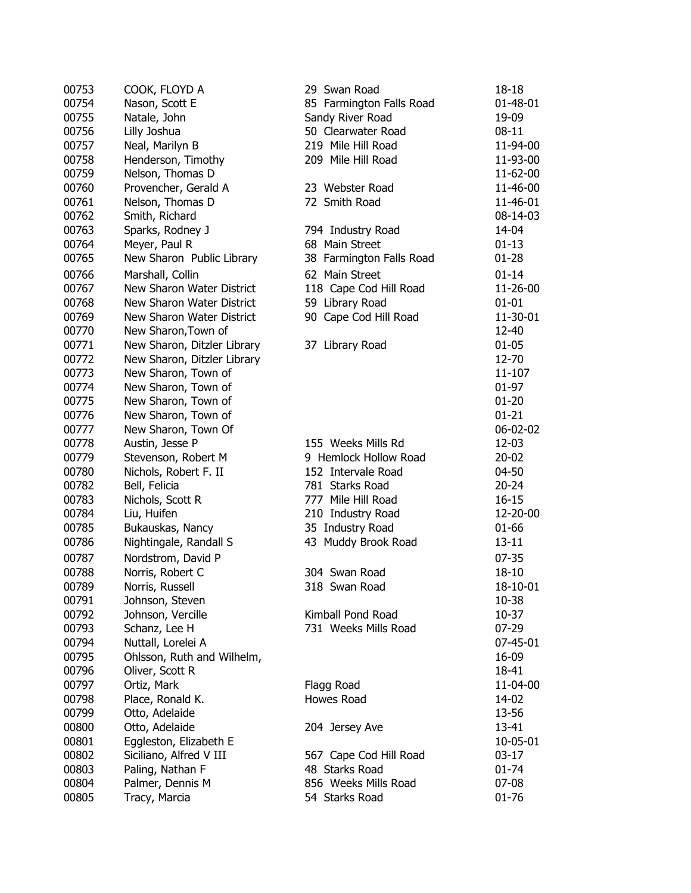| | | | |
|---|---|---|---|
| 00753 | COOK, FLOYD A | 29 Swan Road | 18-18 |
| 00754 | Nason, Scott E | 85 Farmington Falls Road | 01-48-01 |
| 00755 | Natale, John | Sandy River Road | 19-09 |
| 00756 | Lilly Joshua | 50 Clearwater Road | 08-11 |
| 00757 | Neal, Marilyn B | 219 Mile Hill Road | 11-94-00 |
| 00758 | Henderson, Timothy | 209 Mile Hill Road | 11-93-00 |
| 00759 | Nelson, Thomas D | | 11-62-00 |
| 00760 | Provencher, Gerald A | 23 Webster Road | 11-46-00 |
| 00761 | Nelson, Thomas D | 72 Smith Road | 11-46-01 |
| 00762 | Smith, Richard | | 08-14-03 |
| 00763 | Sparks, Rodney J | 794 Industry Road | 14-04 |
| 00764 | Meyer, Paul R | 68 Main Street | 01-13 |
| 00765 | New Sharon Public Library | 38 Farmington Falls Road | 01-28 |
| 00766 | Marshall, Collin | 62 Main Street | 01-14 |
| 00767 | New Sharon Water District | 118 Cape Cod Hill Road | 11-26-00 |
| 00768 | New Sharon Water District | 59 Library Road | 01-01 |
| 00769 | New Sharon Water District | 90 Cape Cod Hill Road | 11-30-01 |
| 00770 | New Sharon,Town of | | 12-40 |
| 00771 | New Sharon, Ditzler Library | 37 Library Road | 01-05 |
| 00772 | New Sharon, Ditzler Library | | 12-70 |
| 00773 | New Sharon, Town of | | 11-107 |
| 00774 | New Sharon, Town of | | 01-97 |
| 00775 | New Sharon, Town of | | 01-20 |
| 00776 | New Sharon, Town of | | 01-21 |
| 00777 | New Sharon, Town Of | | 06-02-02 |
| 00778 | Austin, Jesse P | 155 Weeks Mills Rd | 12-03 |
| 00779 | Stevenson, Robert M | 9 Hemlock Hollow Road | 20-02 |
| 00780 | Nichols, Robert F. II | 152 Intervale Road | 04-50 |
| 00782 | Bell, Felicia | 781 Starks Road | 20-24 |
| 00783 | Nichols, Scott R | 777 Mile Hill Road | 16-15 |
| 00784 | Liu, Huifen | 210 Industry Road | 12-20-00 |
| 00785 | Bukauskas, Nancy | 35 Industry Road | 01-66 |
| 00786 | Nightingale, Randall S | 43 Muddy Brook Road | 13-11 |
| 00787 | Nordstrom, David P | | 07-35 |
| 00788 | Norris, Robert C | 304 Swan Road | 18-10 |
| 00789 | Norris, Russell | 318 Swan Road | 18-10-01 |
| 00791 | Johnson, Steven | | 10-38 |
| 00792 | Johnson, Vercille | Kimball Pond Road | 10-37 |
| 00793 | Schanz, Lee H | 731 Weeks Mills Road | 07-29 |
| 00794 | Nuttall, Lorelei A | | 07-45-01 |
| 00795 | Ohlsson, Ruth and Wilhelm, | | 16-09 |
| 00796 | Oliver, Scott R | | 18-41 |
| 00797 | Ortiz, Mark | Flagg Road | 11-04-00 |
| 00798 | Place, Ronald K. | Howes Road | 14-02 |
| 00799 | Otto, Adelaide | | 13-56 |
| 00800 | Otto, Adelaide | 204 Jersey Ave | 13-41 |
| 00801 | Eggleston, Elizabeth E | | 10-05-01 |
| 00802 | Siciliano, Alfred V III | 567 Cape Cod Hill Road | 03-17 |
| 00803 | Paling, Nathan F | 48 Starks Road | 01-74 |
| 00804 | Palmer, Dennis M | 856 Weeks Mills Road | 07-08 |
| 00805 | Tracy, Marcia | 54 Starks Road | 01-76 |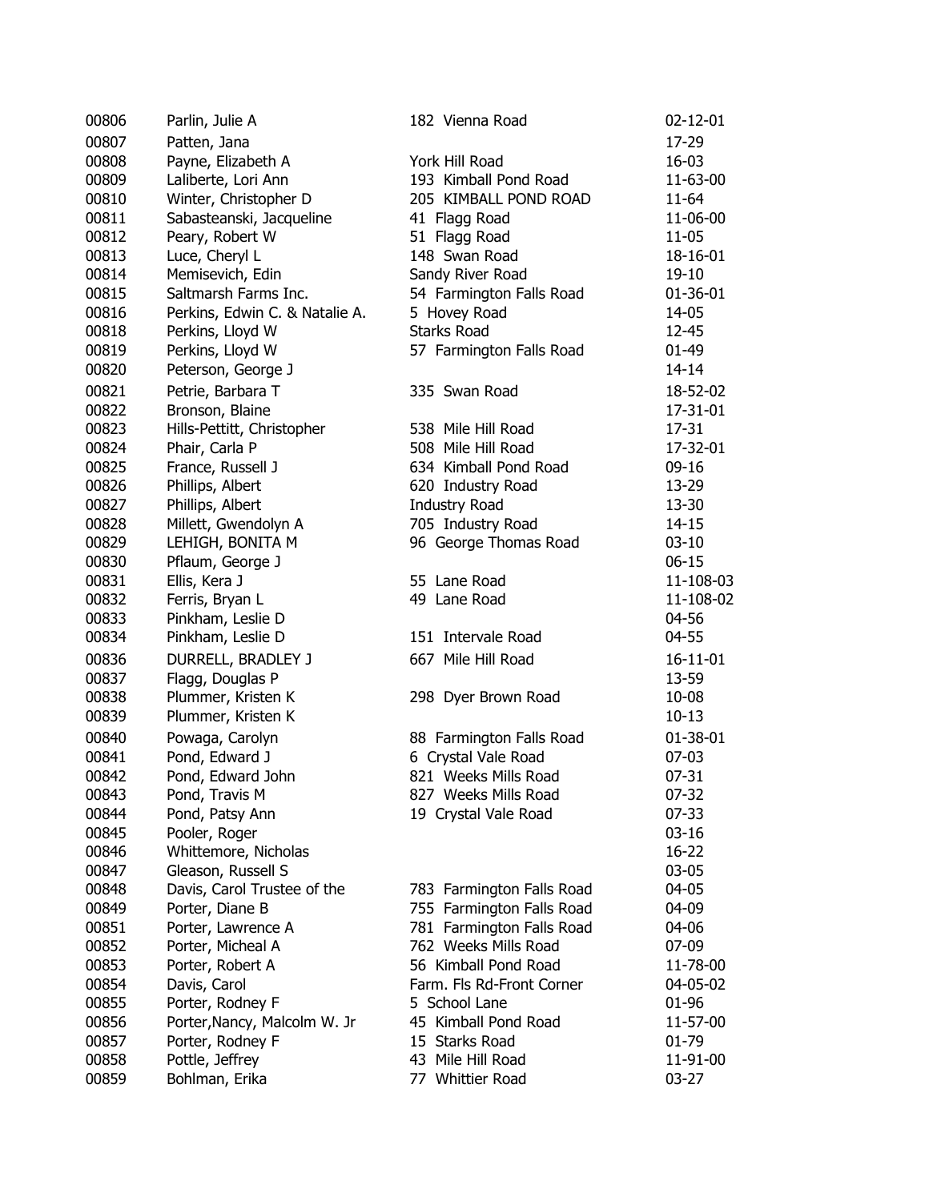| | | | |
|---|---|---|---|
| 00806 | Parlin, Julie A | 182 Vienna Road | 02-12-01 |
| 00807 | Patten, Jana | | 17-29 |
| 00808 | Payne, Elizabeth A | York Hill Road | 16-03 |
| 00809 | Laliberte, Lori Ann | 193 Kimball Pond Road | 11-63-00 |
| 00810 | Winter, Christopher D | 205 KIMBALL POND ROAD | 11-64 |
| 00811 | Sabasteanski, Jacqueline | 41 Flagg Road | 11-06-00 |
| 00812 | Peary, Robert W | 51 Flagg Road | 11-05 |
| 00813 | Luce, Cheryl L | 148 Swan Road | 18-16-01 |
| 00814 | Memisevich, Edin | Sandy River Road | 19-10 |
| 00815 | Saltmarsh Farms Inc. | 54 Farmington Falls Road | 01-36-01 |
| 00816 | Perkins, Edwin C. & Natalie A. | 5 Hovey Road | 14-05 |
| 00818 | Perkins, Lloyd W | Starks Road | 12-45 |
| 00819 | Perkins, Lloyd W | 57 Farmington Falls Road | 01-49 |
| 00820 | Peterson, George J | | 14-14 |
| 00821 | Petrie, Barbara T | 335 Swan Road | 18-52-02 |
| 00822 | Bronson, Blaine | | 17-31-01 |
| 00823 | Hills-Pettitt, Christopher | 538 Mile Hill Road | 17-31 |
| 00824 | Phair, Carla P | 508 Mile Hill Road | 17-32-01 |
| 00825 | France, Russell J | 634 Kimball Pond Road | 09-16 |
| 00826 | Phillips, Albert | 620 Industry Road | 13-29 |
| 00827 | Phillips, Albert | Industry Road | 13-30 |
| 00828 | Millett, Gwendolyn A | 705 Industry Road | 14-15 |
| 00829 | LEHIGH, BONITA M | 96 George Thomas Road | 03-10 |
| 00830 | Pflaum, George J | | 06-15 |
| 00831 | Ellis, Kera J | 55 Lane Road | 11-108-03 |
| 00832 | Ferris, Bryan L | 49 Lane Road | 11-108-02 |
| 00833 | Pinkham, Leslie D | | 04-56 |
| 00834 | Pinkham, Leslie D | 151 Intervale Road | 04-55 |
| 00836 | DURRELL, BRADLEY J | 667 Mile Hill Road | 16-11-01 |
| 00837 | Flagg, Douglas P | | 13-59 |
| 00838 | Plummer, Kristen K | 298 Dyer Brown Road | 10-08 |
| 00839 | Plummer, Kristen K | | 10-13 |
| 00840 | Powaga, Carolyn | 88 Farmington Falls Road | 01-38-01 |
| 00841 | Pond, Edward J | 6 Crystal Vale Road | 07-03 |
| 00842 | Pond, Edward John | 821 Weeks Mills Road | 07-31 |
| 00843 | Pond, Travis M | 827 Weeks Mills Road | 07-32 |
| 00844 | Pond, Patsy Ann | 19 Crystal Vale Road | 07-33 |
| 00845 | Pooler, Roger | | 03-16 |
| 00846 | Whittemore, Nicholas | | 16-22 |
| 00847 | Gleason, Russell S | | 03-05 |
| 00848 | Davis, Carol Trustee of the | 783 Farmington Falls Road | 04-05 |
| 00849 | Porter, Diane B | 755 Farmington Falls Road | 04-09 |
| 00851 | Porter, Lawrence A | 781 Farmington Falls Road | 04-06 |
| 00852 | Porter, Micheal A | 762 Weeks Mills Road | 07-09 |
| 00853 | Porter, Robert A | 56 Kimball Pond Road | 11-78-00 |
| 00854 | Davis, Carol | Farm. Fls Rd-Front Corner | 04-05-02 |
| 00855 | Porter, Rodney F | 5 School Lane | 01-96 |
| 00856 | Porter,Nancy, Malcolm W. Jr | 45 Kimball Pond Road | 11-57-00 |
| 00857 | Porter, Rodney F | 15 Starks Road | 01-79 |
| 00858 | Pottle, Jeffrey | 43 Mile Hill Road | 11-91-00 |
| 00859 | Bohlman, Erika | 77 Whittier Road | 03-27 |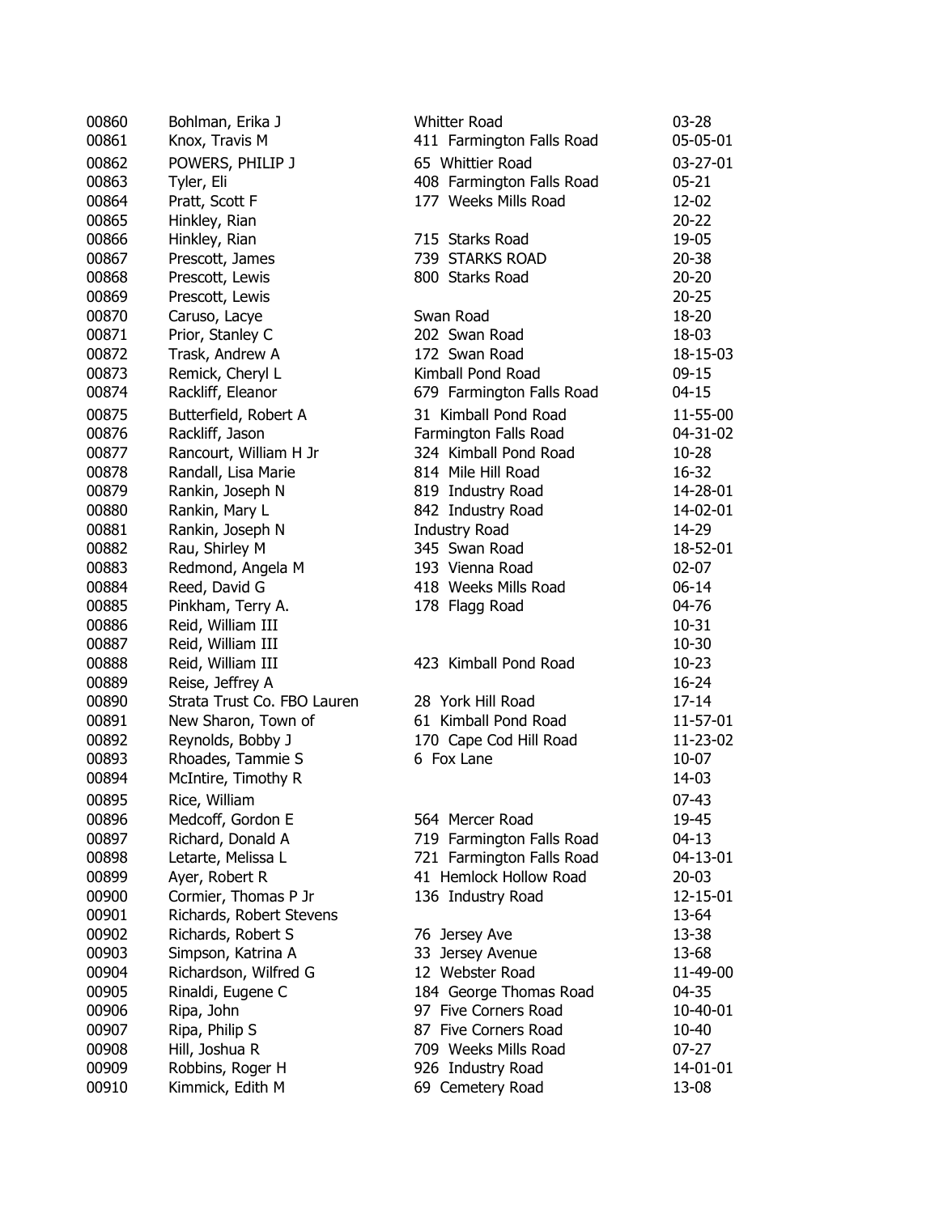| | | | |
|---|---|---|---|
| 00860 | Bohlman, Erika J | Whitter Road | 03-28 |
| 00861 | Knox, Travis M | 411 Farmington Falls Road | 05-05-01 |
| 00862 | POWERS, PHILIP J | 65 Whittier Road | 03-27-01 |
| 00863 | Tyler, Eli | 408 Farmington Falls Road | 05-21 |
| 00864 | Pratt, Scott F | 177 Weeks Mills Road | 12-02 |
| 00865 | Hinkley, Rian | | 20-22 |
| 00866 | Hinkley, Rian | 715 Starks Road | 19-05 |
| 00867 | Prescott, James | 739 STARKS ROAD | 20-38 |
| 00868 | Prescott, Lewis | 800 Starks Road | 20-20 |
| 00869 | Prescott, Lewis | | 20-25 |
| 00870 | Caruso, Lacye | Swan Road | 18-20 |
| 00871 | Prior, Stanley C | 202 Swan Road | 18-03 |
| 00872 | Trask, Andrew A | 172 Swan Road | 18-15-03 |
| 00873 | Remick, Cheryl L | Kimball Pond Road | 09-15 |
| 00874 | Rackliff, Eleanor | 679 Farmington Falls Road | 04-15 |
| 00875 | Butterfield, Robert A | 31 Kimball Pond Road | 11-55-00 |
| 00876 | Rackliff, Jason | Farmington Falls Road | 04-31-02 |
| 00877 | Rancourt, William H Jr | 324 Kimball Pond Road | 10-28 |
| 00878 | Randall, Lisa Marie | 814 Mile Hill Road | 16-32 |
| 00879 | Rankin, Joseph N | 819 Industry Road | 14-28-01 |
| 00880 | Rankin, Mary L | 842 Industry Road | 14-02-01 |
| 00881 | Rankin, Joseph N | Industry Road | 14-29 |
| 00882 | Rau, Shirley M | 345 Swan Road | 18-52-01 |
| 00883 | Redmond, Angela M | 193 Vienna Road | 02-07 |
| 00884 | Reed, David G | 418 Weeks Mills Road | 06-14 |
| 00885 | Pinkham, Terry A. | 178 Flagg Road | 04-76 |
| 00886 | Reid, William III | | 10-31 |
| 00887 | Reid, William III | | 10-30 |
| 00888 | Reid, William III | 423 Kimball Pond Road | 10-23 |
| 00889 | Reise, Jeffrey A | | 16-24 |
| 00890 | Strata Trust Co. FBO Lauren | 28 York Hill Road | 17-14 |
| 00891 | New Sharon, Town of | 61 Kimball Pond Road | 11-57-01 |
| 00892 | Reynolds, Bobby J | 170 Cape Cod Hill Road | 11-23-02 |
| 00893 | Rhoades, Tammie S | 6 Fox Lane | 10-07 |
| 00894 | McIntire, Timothy R | | 14-03 |
| 00895 | Rice, William | | 07-43 |
| 00896 | Medcoff, Gordon E | 564 Mercer Road | 19-45 |
| 00897 | Richard, Donald A | 719 Farmington Falls Road | 04-13 |
| 00898 | Letarte, Melissa L | 721 Farmington Falls Road | 04-13-01 |
| 00899 | Ayer, Robert R | 41 Hemlock Hollow Road | 20-03 |
| 00900 | Cormier, Thomas P Jr | 136 Industry Road | 12-15-01 |
| 00901 | Richards, Robert Stevens | | 13-64 |
| 00902 | Richards, Robert S | 76 Jersey Ave | 13-38 |
| 00903 | Simpson, Katrina A | 33 Jersey Avenue | 13-68 |
| 00904 | Richardson, Wilfred G | 12 Webster Road | 11-49-00 |
| 00905 | Rinaldi, Eugene C | 184 George Thomas Road | 04-35 |
| 00906 | Ripa, John | 97 Five Corners Road | 10-40-01 |
| 00907 | Ripa, Philip S | 87 Five Corners Road | 10-40 |
| 00908 | Hill, Joshua R | 709 Weeks Mills Road | 07-27 |
| 00909 | Robbins, Roger H | 926 Industry Road | 14-01-01 |
| 00910 | Kimmick, Edith M | 69 Cemetery Road | 13-08 |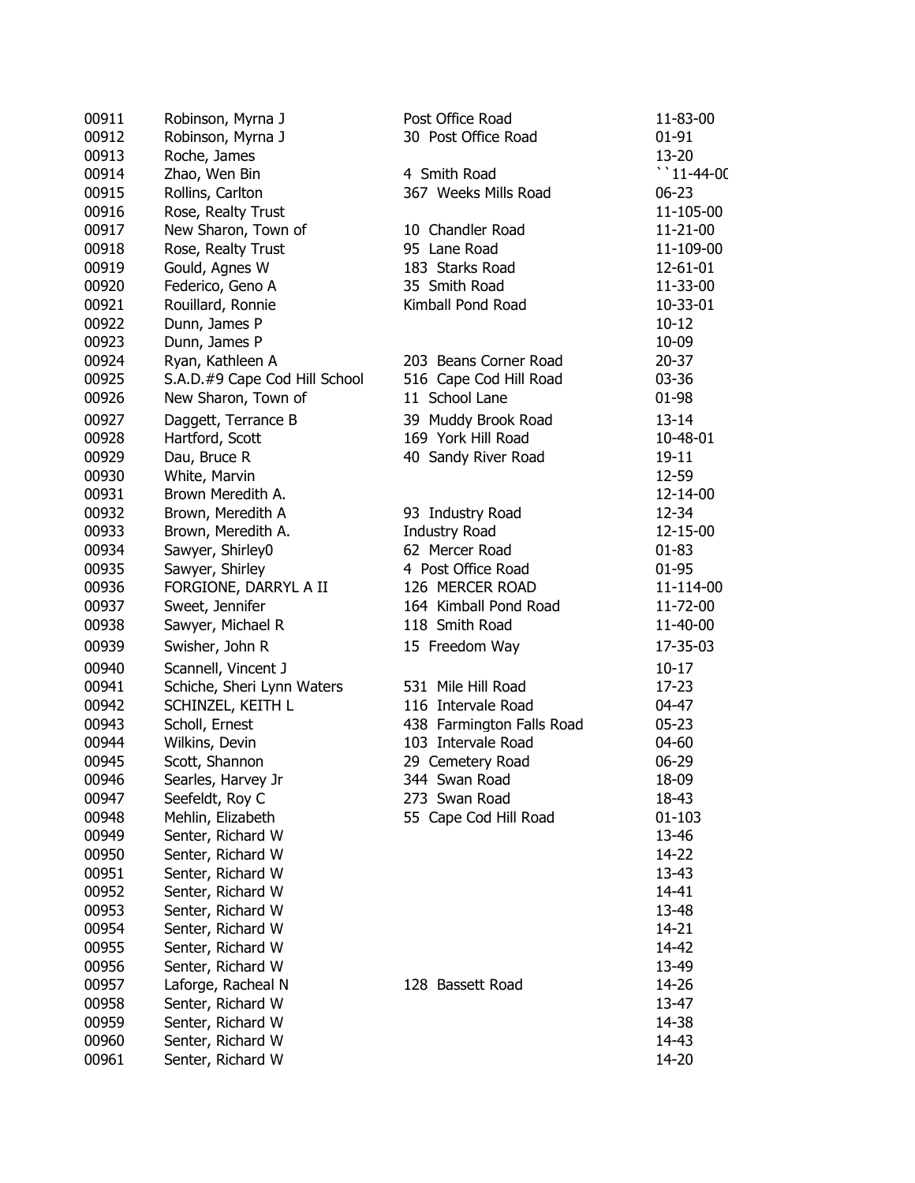| | | | |
|---|---|---|---|
| 00911 | Robinson, Myrna J | Post Office Road | 11-83-00 |
| 00912 | Robinson, Myrna J | 30 Post Office Road | 01-91 |
| 00913 | Roche, James | | 13-20 |
| 00914 | Zhao, Wen Bin | 4 Smith Road | ``11-44-0( |
| 00915 | Rollins, Carlton | 367 Weeks Mills Road | 06-23 |
| 00916 | Rose, Realty Trust | | 11-105-00 |
| 00917 | New Sharon, Town of | 10 Chandler Road | 11-21-00 |
| 00918 | Rose, Realty Trust | 95 Lane Road | 11-109-00 |
| 00919 | Gould, Agnes W | 183 Starks Road | 12-61-01 |
| 00920 | Federico, Geno A | 35 Smith Road | 11-33-00 |
| 00921 | Rouillard, Ronnie | Kimball Pond Road | 10-33-01 |
| 00922 | Dunn, James P | | 10-12 |
| 00923 | Dunn, James P | | 10-09 |
| 00924 | Ryan, Kathleen A | 203 Beans Corner Road | 20-37 |
| 00925 | S.A.D.#9 Cape Cod Hill School | 516 Cape Cod Hill Road | 03-36 |
| 00926 | New Sharon, Town of | 11 School Lane | 01-98 |
| 00927 | Daggett, Terrance B | 39 Muddy Brook Road | 13-14 |
| 00928 | Hartford, Scott | 169 York Hill Road | 10-48-01 |
| 00929 | Dau, Bruce R | 40 Sandy River Road | 19-11 |
| 00930 | White, Marvin | | 12-59 |
| 00931 | Brown Meredith A. | | 12-14-00 |
| 00932 | Brown, Meredith A | 93 Industry Road | 12-34 |
| 00933 | Brown, Meredith A. | Industry Road | 12-15-00 |
| 00934 | Sawyer, Shirley0 | 62 Mercer Road | 01-83 |
| 00935 | Sawyer, Shirley | 4 Post Office Road | 01-95 |
| 00936 | FORGIONE, DARRYL A II | 126 MERCER ROAD | 11-114-00 |
| 00937 | Sweet, Jennifer | 164 Kimball Pond Road | 11-72-00 |
| 00938 | Sawyer, Michael R | 118 Smith Road | 11-40-00 |
| 00939 | Swisher, John R | 15 Freedom Way | 17-35-03 |
| 00940 | Scannell, Vincent J | | 10-17 |
| 00941 | Schiche, Sheri Lynn Waters | 531 Mile Hill Road | 17-23 |
| 00942 | SCHINZEL, KEITH L | 116 Intervale Road | 04-47 |
| 00943 | Scholl, Ernest | 438 Farmington Falls Road | 05-23 |
| 00944 | Wilkins, Devin | 103 Intervale Road | 04-60 |
| 00945 | Scott, Shannon | 29 Cemetery Road | 06-29 |
| 00946 | Searles, Harvey Jr | 344 Swan Road | 18-09 |
| 00947 | Seefeldt, Roy C | 273 Swan Road | 18-43 |
| 00948 | Mehlin, Elizabeth | 55 Cape Cod Hill Road | 01-103 |
| 00949 | Senter, Richard W | | 13-46 |
| 00950 | Senter, Richard W | | 14-22 |
| 00951 | Senter, Richard W | | 13-43 |
| 00952 | Senter, Richard W | | 14-41 |
| 00953 | Senter, Richard W | | 13-48 |
| 00954 | Senter, Richard W | | 14-21 |
| 00955 | Senter, Richard W | | 14-42 |
| 00956 | Senter, Richard W | | 13-49 |
| 00957 | Laforge, Racheal N | 128 Bassett Road | 14-26 |
| 00958 | Senter, Richard W | | 13-47 |
| 00959 | Senter, Richard W | | 14-38 |
| 00960 | Senter, Richard W | | 14-43 |
| 00961 | Senter, Richard W | | 14-20 |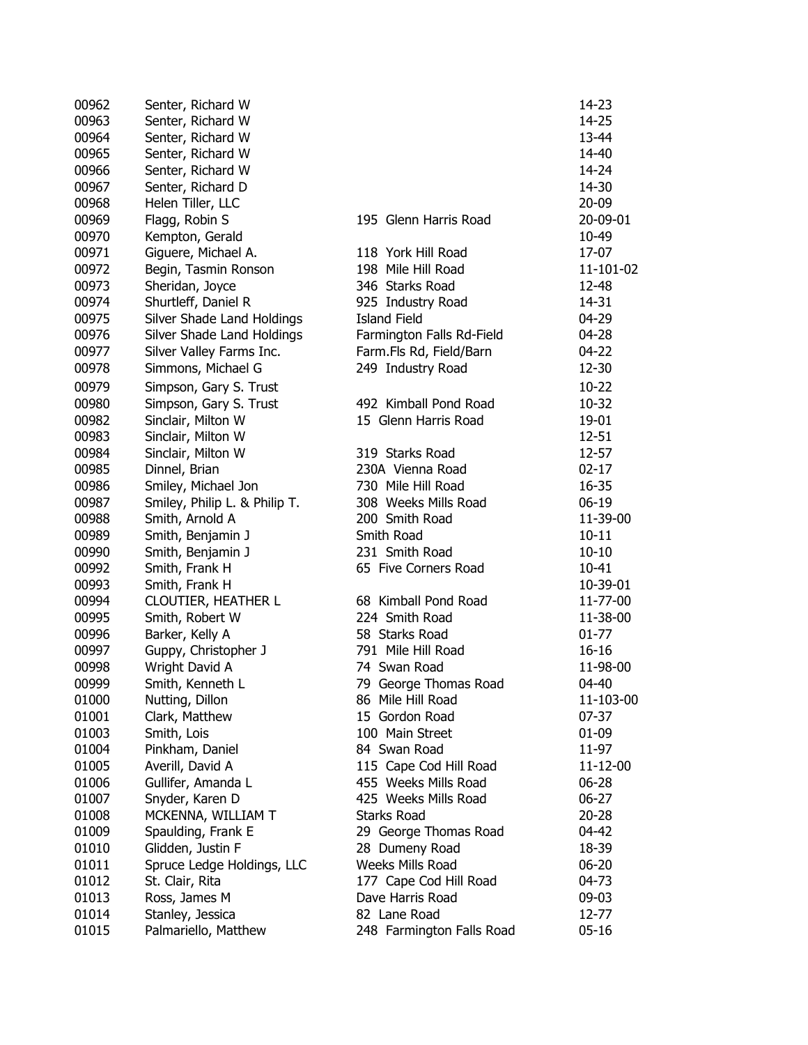| | | | |
|---|---|---|---|
| 00962 | Senter, Richard W | | 14-23 |
| 00963 | Senter, Richard W | | 14-25 |
| 00964 | Senter, Richard W | | 13-44 |
| 00965 | Senter, Richard W | | 14-40 |
| 00966 | Senter, Richard W | | 14-24 |
| 00967 | Senter, Richard D | | 14-30 |
| 00968 | Helen Tiller, LLC | | 20-09 |
| 00969 | Flagg, Robin S | 195 Glenn Harris Road | 20-09-01 |
| 00970 | Kempton, Gerald | | 10-49 |
| 00971 | Giguere, Michael A. | 118 York Hill Road | 17-07 |
| 00972 | Begin, Tasmin Ronson | 198 Mile Hill Road | 11-101-02 |
| 00973 | Sheridan, Joyce | 346 Starks Road | 12-48 |
| 00974 | Shurtleff, Daniel R | 925 Industry Road | 14-31 |
| 00975 | Silver Shade Land Holdings | Island Field | 04-29 |
| 00976 | Silver Shade Land Holdings | Farmington Falls Rd-Field | 04-28 |
| 00977 | Silver Valley Farms Inc. | Farm.Fls Rd, Field/Barn | 04-22 |
| 00978 | Simmons, Michael G | 249 Industry Road | 12-30 |
| 00979 | Simpson, Gary S. Trust | | 10-22 |
| 00980 | Simpson, Gary S. Trust | 492 Kimball Pond Road | 10-32 |
| 00982 | Sinclair, Milton W | 15 Glenn Harris Road | 19-01 |
| 00983 | Sinclair, Milton W | | 12-51 |
| 00984 | Sinclair, Milton W | 319 Starks Road | 12-57 |
| 00985 | Dinnel, Brian | 230A Vienna Road | 02-17 |
| 00986 | Smiley, Michael Jon | 730 Mile Hill Road | 16-35 |
| 00987 | Smiley, Philip L. & Philip T. | 308 Weeks Mills Road | 06-19 |
| 00988 | Smith, Arnold A | 200 Smith Road | 11-39-00 |
| 00989 | Smith, Benjamin J | Smith Road | 10-11 |
| 00990 | Smith, Benjamin J | 231 Smith Road | 10-10 |
| 00992 | Smith, Frank H | 65 Five Corners Road | 10-41 |
| 00993 | Smith, Frank H | | 10-39-01 |
| 00994 | CLOUTIER, HEATHER L | 68 Kimball Pond Road | 11-77-00 |
| 00995 | Smith, Robert W | 224 Smith Road | 11-38-00 |
| 00996 | Barker, Kelly A | 58 Starks Road | 01-77 |
| 00997 | Guppy, Christopher J | 791 Mile Hill Road | 16-16 |
| 00998 | Wright David A | 74 Swan Road | 11-98-00 |
| 00999 | Smith, Kenneth L | 79 George Thomas Road | 04-40 |
| 01000 | Nutting, Dillon | 86 Mile Hill Road | 11-103-00 |
| 01001 | Clark, Matthew | 15 Gordon Road | 07-37 |
| 01003 | Smith, Lois | 100 Main Street | 01-09 |
| 01004 | Pinkham, Daniel | 84 Swan Road | 11-97 |
| 01005 | Averill, David A | 115 Cape Cod Hill Road | 11-12-00 |
| 01006 | Gullifer, Amanda L | 455 Weeks Mills Road | 06-28 |
| 01007 | Snyder, Karen D | 425 Weeks Mills Road | 06-27 |
| 01008 | MCKENNA, WILLIAM T | Starks Road | 20-28 |
| 01009 | Spaulding, Frank E | 29 George Thomas Road | 04-42 |
| 01010 | Glidden, Justin F | 28 Dumeny Road | 18-39 |
| 01011 | Spruce Ledge Holdings, LLC | Weeks Mills Road | 06-20 |
| 01012 | St. Clair, Rita | 177 Cape Cod Hill Road | 04-73 |
| 01013 | Ross, James M | Dave Harris Road | 09-03 |
| 01014 | Stanley, Jessica | 82 Lane Road | 12-77 |
| 01015 | Palmariello, Matthew | 248 Farmington Falls Road | 05-16 |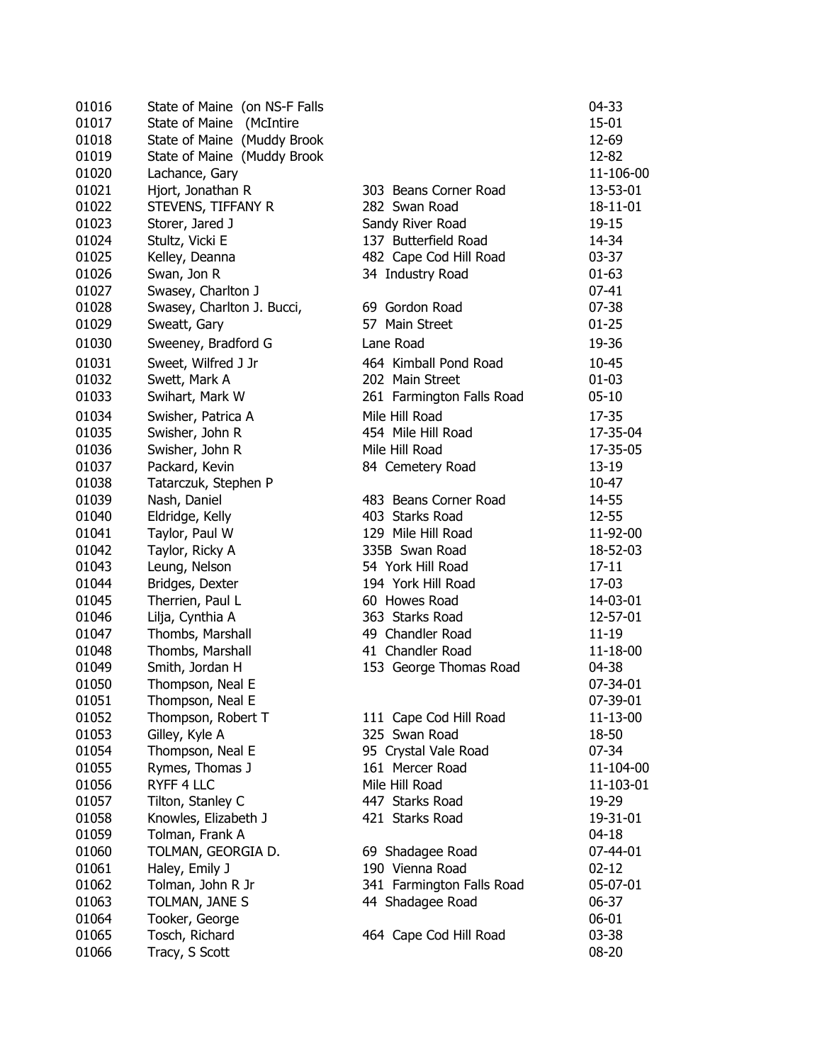| | | | |
|---|---|---|---|
| 01016 | State of Maine (on NS-F Falls | | 04-33 |
| 01017 | State of Maine (McIntire | | 15-01 |
| 01018 | State of Maine (Muddy Brook | | 12-69 |
| 01019 | State of Maine (Muddy Brook | | 12-82 |
| 01020 | Lachance, Gary | | 11-106-00 |
| 01021 | Hjort, Jonathan R | 303 Beans Corner Road | 13-53-01 |
| 01022 | STEVENS, TIFFANY R | 282 Swan Road | 18-11-01 |
| 01023 | Storer, Jared J | Sandy River Road | 19-15 |
| 01024 | Stultz, Vicki E | 137 Butterfield Road | 14-34 |
| 01025 | Kelley, Deanna | 482 Cape Cod Hill Road | 03-37 |
| 01026 | Swan, Jon R | 34 Industry Road | 01-63 |
| 01027 | Swasey, Charlton J | | 07-41 |
| 01028 | Swasey, Charlton J. Bucci, | 69 Gordon Road | 07-38 |
| 01029 | Sweatt, Gary | 57 Main Street | 01-25 |
| 01030 | Sweeney, Bradford G | Lane Road | 19-36 |
| 01031 | Sweet, Wilfred J Jr | 464 Kimball Pond Road | 10-45 |
| 01032 | Swett, Mark A | 202 Main Street | 01-03 |
| 01033 | Swihart, Mark W | 261 Farmington Falls Road | 05-10 |
| 01034 | Swisher, Patrica A | Mile Hill Road | 17-35 |
| 01035 | Swisher, John R | 454 Mile Hill Road | 17-35-04 |
| 01036 | Swisher, John R | Mile Hill Road | 17-35-05 |
| 01037 | Packard, Kevin | 84 Cemetery Road | 13-19 |
| 01038 | Tatarczuk, Stephen P | | 10-47 |
| 01039 | Nash, Daniel | 483 Beans Corner Road | 14-55 |
| 01040 | Eldridge, Kelly | 403 Starks Road | 12-55 |
| 01041 | Taylor, Paul W | 129 Mile Hill Road | 11-92-00 |
| 01042 | Taylor, Ricky A | 335B Swan Road | 18-52-03 |
| 01043 | Leung, Nelson | 54 York Hill Road | 17-11 |
| 01044 | Bridges, Dexter | 194 York Hill Road | 17-03 |
| 01045 | Therrien, Paul L | 60 Howes Road | 14-03-01 |
| 01046 | Lilja, Cynthia A | 363 Starks Road | 12-57-01 |
| 01047 | Thombs, Marshall | 49 Chandler Road | 11-19 |
| 01048 | Thombs, Marshall | 41 Chandler Road | 11-18-00 |
| 01049 | Smith, Jordan H | 153 George Thomas Road | 04-38 |
| 01050 | Thompson, Neal E | | 07-34-01 |
| 01051 | Thompson, Neal E | | 07-39-01 |
| 01052 | Thompson, Robert T | 111 Cape Cod Hill Road | 11-13-00 |
| 01053 | Gilley, Kyle A | 325 Swan Road | 18-50 |
| 01054 | Thompson, Neal E | 95 Crystal Vale Road | 07-34 |
| 01055 | Rymes, Thomas J | 161 Mercer Road | 11-104-00 |
| 01056 | RYFF 4 LLC | Mile Hill Road | 11-103-01 |
| 01057 | Tilton, Stanley C | 447 Starks Road | 19-29 |
| 01058 | Knowles, Elizabeth J | 421 Starks Road | 19-31-01 |
| 01059 | Tolman, Frank A | | 04-18 |
| 01060 | TOLMAN, GEORGIA D. | 69 Shadagee Road | 07-44-01 |
| 01061 | Haley, Emily J | 190 Vienna Road | 02-12 |
| 01062 | Tolman, John R Jr | 341 Farmington Falls Road | 05-07-01 |
| 01063 | TOLMAN, JANE S | 44 Shadagee Road | 06-37 |
| 01064 | Tooker, George | | 06-01 |
| 01065 | Tosch, Richard | 464 Cape Cod Hill Road | 03-38 |
| 01066 | Tracy, S Scott | | 08-20 |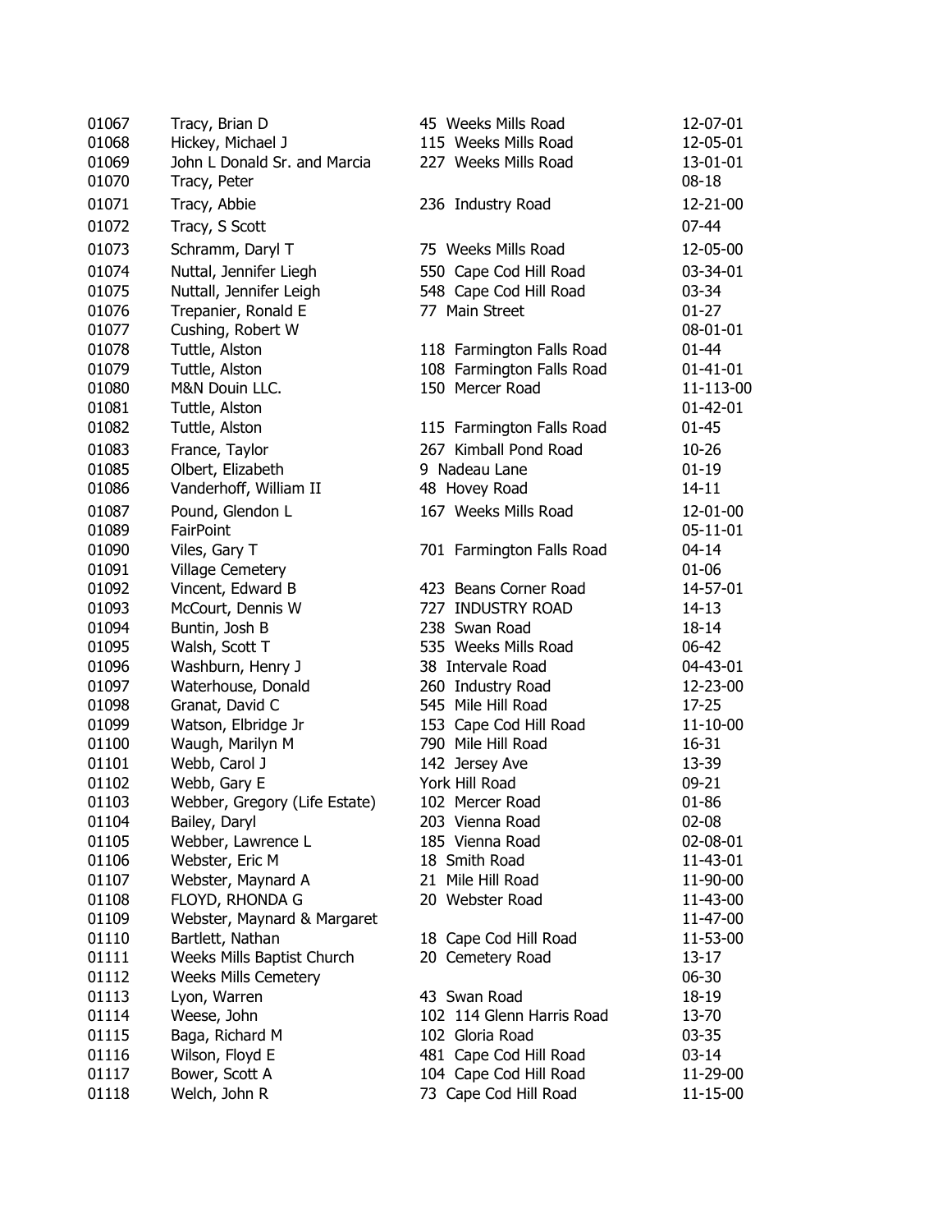| | | | |
|---|---|---|---|
| 01067 | Tracy, Brian D | 45 Weeks Mills Road | 12-07-01 |
| 01068 | Hickey, Michael J | 115 Weeks Mills Road | 12-05-01 |
| 01069 | John L Donald Sr. and Marcia | 227 Weeks Mills Road | 13-01-01 |
| 01070 | Tracy, Peter | | 08-18 |
| 01071 | Tracy, Abbie | 236 Industry Road | 12-21-00 |
| 01072 | Tracy, S Scott | | 07-44 |
| 01073 | Schramm, Daryl T | 75 Weeks Mills Road | 12-05-00 |
| 01074 | Nuttal, Jennifer Liegh | 550 Cape Cod Hill Road | 03-34-01 |
| 01075 | Nuttall, Jennifer Leigh | 548 Cape Cod Hill Road | 03-34 |
| 01076 | Trepanier, Ronald E | 77 Main Street | 01-27 |
| 01077 | Cushing, Robert W | | 08-01-01 |
| 01078 | Tuttle, Alston | 118 Farmington Falls Road | 01-44 |
| 01079 | Tuttle, Alston | 108 Farmington Falls Road | 01-41-01 |
| 01080 | M&N Douin LLC. | 150 Mercer Road | 11-113-00 |
| 01081 | Tuttle, Alston | | 01-42-01 |
| 01082 | Tuttle, Alston | 115 Farmington Falls Road | 01-45 |
| 01083 | France, Taylor | 267 Kimball Pond Road | 10-26 |
| 01085 | Olbert, Elizabeth | 9 Nadeau Lane | 01-19 |
| 01086 | Vanderhoff, William II | 48 Hovey Road | 14-11 |
| 01087 | Pound, Glendon L | 167 Weeks Mills Road | 12-01-00 |
| 01089 | FairPoint | | 05-11-01 |
| 01090 | Viles, Gary T | 701 Farmington Falls Road | 04-14 |
| 01091 | Village Cemetery | | 01-06 |
| 01092 | Vincent, Edward B | 423 Beans Corner Road | 14-57-01 |
| 01093 | McCourt, Dennis W | 727 INDUSTRY ROAD | 14-13 |
| 01094 | Buntin, Josh B | 238 Swan Road | 18-14 |
| 01095 | Walsh, Scott T | 535 Weeks Mills Road | 06-42 |
| 01096 | Washburn, Henry J | 38 Intervale Road | 04-43-01 |
| 01097 | Waterhouse, Donald | 260 Industry Road | 12-23-00 |
| 01098 | Granat, David C | 545 Mile Hill Road | 17-25 |
| 01099 | Watson, Elbridge Jr | 153 Cape Cod Hill Road | 11-10-00 |
| 01100 | Waugh, Marilyn M | 790 Mile Hill Road | 16-31 |
| 01101 | Webb, Carol J | 142 Jersey Ave | 13-39 |
| 01102 | Webb, Gary E | York Hill Road | 09-21 |
| 01103 | Webber, Gregory (Life Estate) | 102 Mercer Road | 01-86 |
| 01104 | Bailey, Daryl | 203 Vienna Road | 02-08 |
| 01105 | Webber, Lawrence L | 185 Vienna Road | 02-08-01 |
| 01106 | Webster, Eric M | 18 Smith Road | 11-43-01 |
| 01107 | Webster, Maynard A | 21 Mile Hill Road | 11-90-00 |
| 01108 | FLOYD, RHONDA G | 20 Webster Road | 11-43-00 |
| 01109 | Webster, Maynard & Margaret | | 11-47-00 |
| 01110 | Bartlett, Nathan | 18 Cape Cod Hill Road | 11-53-00 |
| 01111 | Weeks Mills Baptist Church | 20 Cemetery Road | 13-17 |
| 01112 | Weeks Mills Cemetery | | 06-30 |
| 01113 | Lyon, Warren | 43 Swan Road | 18-19 |
| 01114 | Weese, John | 102 114 Glenn Harris Road | 13-70 |
| 01115 | Baga, Richard M | 102 Gloria Road | 03-35 |
| 01116 | Wilson, Floyd E | 481 Cape Cod Hill Road | 03-14 |
| 01117 | Bower, Scott A | 104 Cape Cod Hill Road | 11-29-00 |
| 01118 | Welch, John R | 73 Cape Cod Hill Road | 11-15-00 |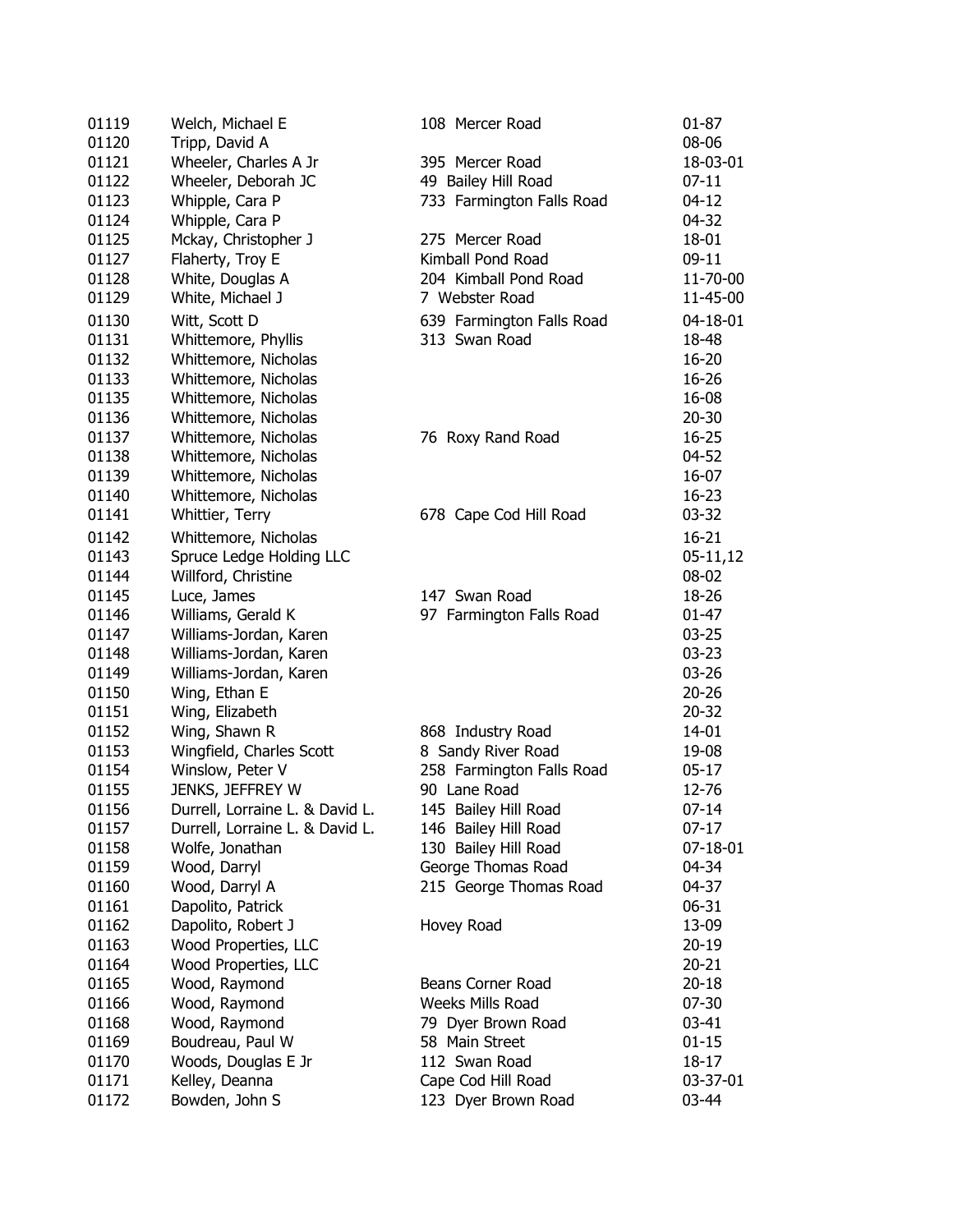| | | | |
|---|---|---|---|
| 01119 | Welch, Michael E | 108 Mercer Road | 01-87 |
| 01120 | Tripp, David A | | 08-06 |
| 01121 | Wheeler, Charles A Jr | 395 Mercer Road | 18-03-01 |
| 01122 | Wheeler, Deborah JC | 49 Bailey Hill Road | 07-11 |
| 01123 | Whipple, Cara P | 733 Farmington Falls Road | 04-12 |
| 01124 | Whipple, Cara P | | 04-32 |
| 01125 | Mckay, Christopher J | 275 Mercer Road | 18-01 |
| 01127 | Flaherty, Troy E | Kimball Pond Road | 09-11 |
| 01128 | White, Douglas A | 204 Kimball Pond Road | 11-70-00 |
| 01129 | White, Michael J | 7 Webster Road | 11-45-00 |
| 01130 | Witt, Scott D | 639 Farmington Falls Road | 04-18-01 |
| 01131 | Whittemore, Phyllis | 313 Swan Road | 18-48 |
| 01132 | Whittemore, Nicholas | | 16-20 |
| 01133 | Whittemore, Nicholas | | 16-26 |
| 01135 | Whittemore, Nicholas | | 16-08 |
| 01136 | Whittemore, Nicholas | | 20-30 |
| 01137 | Whittemore, Nicholas | 76 Roxy Rand Road | 16-25 |
| 01138 | Whittemore, Nicholas | | 04-52 |
| 01139 | Whittemore, Nicholas | | 16-07 |
| 01140 | Whittemore, Nicholas | | 16-23 |
| 01141 | Whittier, Terry | 678 Cape Cod Hill Road | 03-32 |
| 01142 | Whittemore, Nicholas | | 16-21 |
| 01143 | Spruce Ledge Holding LLC | | 05-11,12 |
| 01144 | Willford, Christine | | 08-02 |
| 01145 | Luce, James | 147 Swan Road | 18-26 |
| 01146 | Williams, Gerald K | 97 Farmington Falls Road | 01-47 |
| 01147 | Williams-Jordan, Karen | | 03-25 |
| 01148 | Williams-Jordan, Karen | | 03-23 |
| 01149 | Williams-Jordan, Karen | | 03-26 |
| 01150 | Wing, Ethan E | | 20-26 |
| 01151 | Wing, Elizabeth | | 20-32 |
| 01152 | Wing, Shawn R | 868 Industry Road | 14-01 |
| 01153 | Wingfield, Charles Scott | 8 Sandy River Road | 19-08 |
| 01154 | Winslow, Peter V | 258 Farmington Falls Road | 05-17 |
| 01155 | JENKS, JEFFREY W | 90 Lane Road | 12-76 |
| 01156 | Durrell, Lorraine L. & David L. | 145 Bailey Hill Road | 07-14 |
| 01157 | Durrell, Lorraine L. & David L. | 146 Bailey Hill Road | 07-17 |
| 01158 | Wolfe, Jonathan | 130 Bailey Hill Road | 07-18-01 |
| 01159 | Wood, Darryl | George Thomas Road | 04-34 |
| 01160 | Wood, Darryl A | 215 George Thomas Road | 04-37 |
| 01161 | Dapolito, Patrick | | 06-31 |
| 01162 | Dapolito, Robert J | Hovey Road | 13-09 |
| 01163 | Wood Properties, LLC | | 20-19 |
| 01164 | Wood Properties, LLC | | 20-21 |
| 01165 | Wood, Raymond | Beans Corner Road | 20-18 |
| 01166 | Wood, Raymond | Weeks Mills Road | 07-30 |
| 01168 | Wood, Raymond | 79 Dyer Brown Road | 03-41 |
| 01169 | Boudreau, Paul W | 58 Main Street | 01-15 |
| 01170 | Woods, Douglas E Jr | 112 Swan Road | 18-17 |
| 01171 | Kelley, Deanna | Cape Cod Hill Road | 03-37-01 |
| 01172 | Bowden, John S | 123 Dyer Brown Road | 03-44 |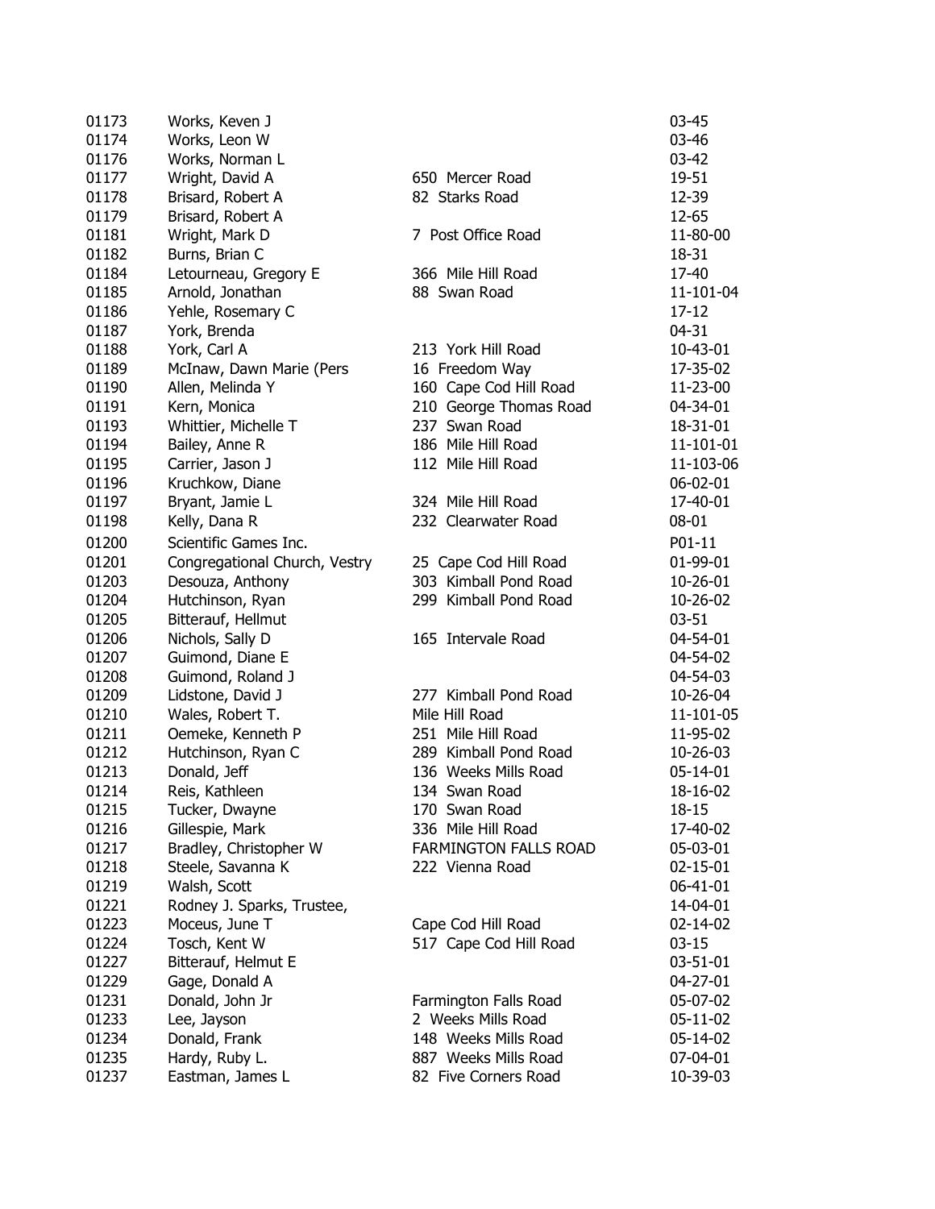| | | | |
|---|---|---|---|
| 01173 | Works, Keven J | | 03-45 |
| 01174 | Works, Leon W | | 03-46 |
| 01176 | Works, Norman L | | 03-42 |
| 01177 | Wright, David A | 650 Mercer Road | 19-51 |
| 01178 | Brisard, Robert A | 82 Starks Road | 12-39 |
| 01179 | Brisard, Robert A | | 12-65 |
| 01181 | Wright, Mark D | 7 Post Office Road | 11-80-00 |
| 01182 | Burns, Brian C | | 18-31 |
| 01184 | Letourneau, Gregory E | 366 Mile Hill Road | 17-40 |
| 01185 | Arnold, Jonathan | 88 Swan Road | 11-101-04 |
| 01186 | Yehle, Rosemary C | | 17-12 |
| 01187 | York, Brenda | | 04-31 |
| 01188 | York, Carl A | 213 York Hill Road | 10-43-01 |
| 01189 | McInaw, Dawn Marie (Pers | 16 Freedom Way | 17-35-02 |
| 01190 | Allen, Melinda Y | 160 Cape Cod Hill Road | 11-23-00 |
| 01191 | Kern, Monica | 210 George Thomas Road | 04-34-01 |
| 01193 | Whittier, Michelle T | 237 Swan Road | 18-31-01 |
| 01194 | Bailey, Anne R | 186 Mile Hill Road | 11-101-01 |
| 01195 | Carrier, Jason J | 112 Mile Hill Road | 11-103-06 |
| 01196 | Kruchkow, Diane | | 06-02-01 |
| 01197 | Bryant, Jamie L | 324 Mile Hill Road | 17-40-01 |
| 01198 | Kelly, Dana R | 232 Clearwater Road | 08-01 |
| 01200 | Scientific Games Inc. | | P01-11 |
| 01201 | Congregational Church, Vestry | 25 Cape Cod Hill Road | 01-99-01 |
| 01203 | Desouza, Anthony | 303 Kimball Pond Road | 10-26-01 |
| 01204 | Hutchinson, Ryan | 299 Kimball Pond Road | 10-26-02 |
| 01205 | Bitterauf, Hellmut | | 03-51 |
| 01206 | Nichols, Sally D | 165 Intervale Road | 04-54-01 |
| 01207 | Guimond, Diane E | | 04-54-02 |
| 01208 | Guimond, Roland J | | 04-54-03 |
| 01209 | Lidstone, David J | 277 Kimball Pond Road | 10-26-04 |
| 01210 | Wales, Robert T. | Mile Hill Road | 11-101-05 |
| 01211 | Oemeke, Kenneth P | 251 Mile Hill Road | 11-95-02 |
| 01212 | Hutchinson, Ryan C | 289 Kimball Pond Road | 10-26-03 |
| 01213 | Donald, Jeff | 136 Weeks Mills Road | 05-14-01 |
| 01214 | Reis, Kathleen | 134 Swan Road | 18-16-02 |
| 01215 | Tucker, Dwayne | 170 Swan Road | 18-15 |
| 01216 | Gillespie, Mark | 336 Mile Hill Road | 17-40-02 |
| 01217 | Bradley, Christopher W | FARMINGTON FALLS ROAD | 05-03-01 |
| 01218 | Steele, Savanna K | 222 Vienna Road | 02-15-01 |
| 01219 | Walsh, Scott | | 06-41-01 |
| 01221 | Rodney J. Sparks, Trustee, | | 14-04-01 |
| 01223 | Moceus, June T | Cape Cod Hill Road | 02-14-02 |
| 01224 | Tosch, Kent W | 517 Cape Cod Hill Road | 03-15 |
| 01227 | Bitterauf, Helmut E | | 03-51-01 |
| 01229 | Gage, Donald A | | 04-27-01 |
| 01231 | Donald, John Jr | Farmington Falls Road | 05-07-02 |
| 01233 | Lee, Jayson | 2 Weeks Mills Road | 05-11-02 |
| 01234 | Donald, Frank | 148 Weeks Mills Road | 05-14-02 |
| 01235 | Hardy, Ruby L. | 887 Weeks Mills Road | 07-04-01 |
| 01237 | Eastman, James L | 82 Five Corners Road | 10-39-03 |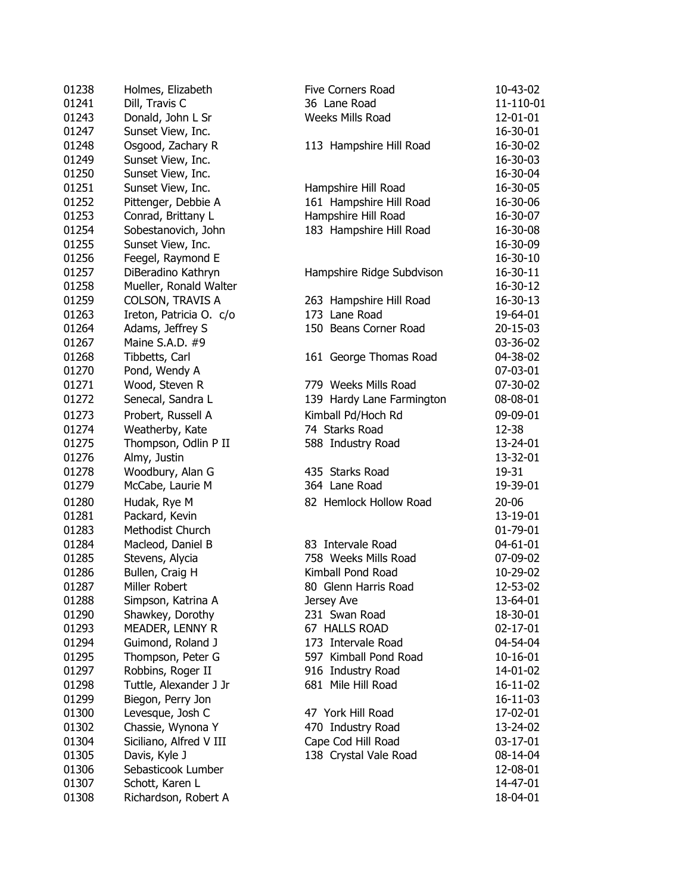| | | | |
|---|---|---|---|
| 01238 | Holmes, Elizabeth | Five Corners Road | 10-43-02 |
| 01241 | Dill, Travis C | 36 Lane Road | 11-110-01 |
| 01243 | Donald, John L Sr | Weeks Mills Road | 12-01-01 |
| 01247 | Sunset View, Inc. | | 16-30-01 |
| 01248 | Osgood, Zachary R | 113 Hampshire Hill Road | 16-30-02 |
| 01249 | Sunset View, Inc. | | 16-30-03 |
| 01250 | Sunset View, Inc. | | 16-30-04 |
| 01251 | Sunset View, Inc. | Hampshire Hill Road | 16-30-05 |
| 01252 | Pittenger, Debbie A | 161 Hampshire Hill Road | 16-30-06 |
| 01253 | Conrad, Brittany L | Hampshire Hill Road | 16-30-07 |
| 01254 | Sobestanovich, John | 183 Hampshire Hill Road | 16-30-08 |
| 01255 | Sunset View, Inc. | | 16-30-09 |
| 01256 | Feegel, Raymond E | | 16-30-10 |
| 01257 | DiBeradino Kathryn | Hampshire Ridge Subdvison | 16-30-11 |
| 01258 | Mueller, Ronald Walter | | 16-30-12 |
| 01259 | COLSON, TRAVIS A | 263 Hampshire Hill Road | 16-30-13 |
| 01263 | Ireton, Patricia O. c/o | 173 Lane Road | 19-64-01 |
| 01264 | Adams, Jeffrey S | 150 Beans Corner Road | 20-15-03 |
| 01267 | Maine S.A.D. #9 | | 03-36-02 |
| 01268 | Tibbetts, Carl | 161 George Thomas Road | 04-38-02 |
| 01270 | Pond, Wendy A | | 07-03-01 |
| 01271 | Wood, Steven R | 779 Weeks Mills Road | 07-30-02 |
| 01272 | Senecal, Sandra L | 139 Hardy Lane Farmington | 08-08-01 |
| 01273 | Probert, Russell A | Kimball Pd/Hoch Rd | 09-09-01 |
| 01274 | Weatherby, Kate | 74 Starks Road | 12-38 |
| 01275 | Thompson, Odlin P II | 588 Industry Road | 13-24-01 |
| 01276 | Almy, Justin | | 13-32-01 |
| 01278 | Woodbury, Alan G | 435 Starks Road | 19-31 |
| 01279 | McCabe, Laurie M | 364 Lane Road | 19-39-01 |
| 01280 | Hudak, Rye M | 82 Hemlock Hollow Road | 20-06 |
| 01281 | Packard, Kevin | | 13-19-01 |
| 01283 | Methodist Church | | 01-79-01 |
| 01284 | Macleod, Daniel B | 83 Intervale Road | 04-61-01 |
| 01285 | Stevens, Alycia | 758 Weeks Mills Road | 07-09-02 |
| 01286 | Bullen, Craig H | Kimball Pond Road | 10-29-02 |
| 01287 | Miller Robert | 80 Glenn Harris Road | 12-53-02 |
| 01288 | Simpson, Katrina A | Jersey Ave | 13-64-01 |
| 01290 | Shawkey, Dorothy | 231 Swan Road | 18-30-01 |
| 01293 | MEADER, LENNY R | 67 HALLS ROAD | 02-17-01 |
| 01294 | Guimond, Roland J | 173 Intervale Road | 04-54-04 |
| 01295 | Thompson, Peter G | 597 Kimball Pond Road | 10-16-01 |
| 01297 | Robbins, Roger II | 916 Industry Road | 14-01-02 |
| 01298 | Tuttle, Alexander J Jr | 681 Mile Hill Road | 16-11-02 |
| 01299 | Biegon, Perry Jon | | 16-11-03 |
| 01300 | Levesque, Josh C | 47 York Hill Road | 17-02-01 |
| 01302 | Chassie, Wynona Y | 470 Industry Road | 13-24-02 |
| 01304 | Siciliano, Alfred V III | Cape Cod Hill Road | 03-17-01 |
| 01305 | Davis, Kyle J | 138 Crystal Vale Road | 08-14-04 |
| 01306 | Sebasticook Lumber | | 12-08-01 |
| 01307 | Schott, Karen L | | 14-47-01 |
| 01308 | Richardson, Robert A | | 18-04-01 |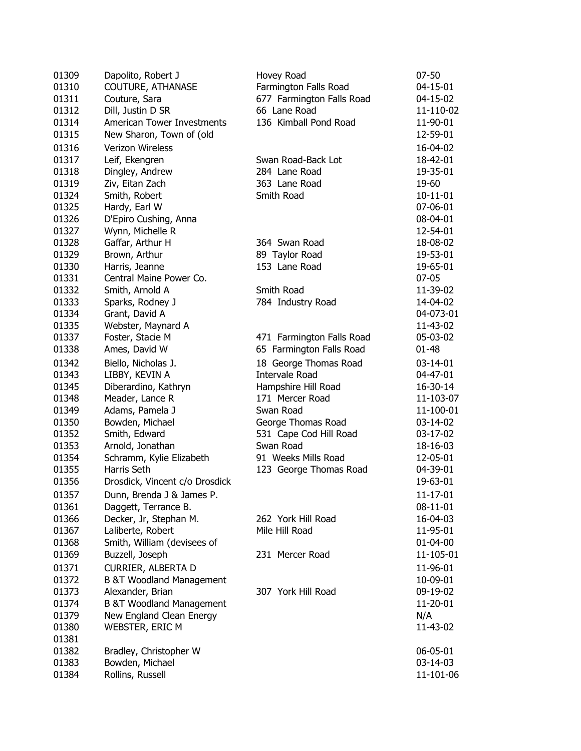| | | | |
|---|---|---|---|
| 01309 | Dapolito, Robert J | Hovey Road | 07-50 |
| 01310 | COUTURE, ATHANASE | Farmington Falls Road | 04-15-01 |
| 01311 | Couture, Sara | 677 Farmington Falls Road | 04-15-02 |
| 01312 | Dill, Justin D SR | 66 Lane Road | 11-110-02 |
| 01314 | American Tower Investments | 136 Kimball Pond Road | 11-90-01 |
| 01315 | New Sharon, Town of (old | | 12-59-01 |
| 01316 | Verizon Wireless | | 16-04-02 |
| 01317 | Leif, Ekengren | Swan Road-Back Lot | 18-42-01 |
| 01318 | Dingley, Andrew | 284 Lane Road | 19-35-01 |
| 01319 | Ziv, Eitan Zach | 363 Lane Road | 19-60 |
| 01324 | Smith, Robert | Smith Road | 10-11-01 |
| 01325 | Hardy, Earl W | | 07-06-01 |
| 01326 | D'Epiro Cushing, Anna | | 08-04-01 |
| 01327 | Wynn, Michelle R | | 12-54-01 |
| 01328 | Gaffar, Arthur H | 364 Swan Road | 18-08-02 |
| 01329 | Brown, Arthur | 89 Taylor Road | 19-53-01 |
| 01330 | Harris, Jeanne | 153 Lane Road | 19-65-01 |
| 01331 | Central Maine Power Co. | | 07-05 |
| 01332 | Smith, Arnold A | Smith Road | 11-39-02 |
| 01333 | Sparks, Rodney J | 784 Industry Road | 14-04-02 |
| 01334 | Grant, David A | | 04-073-01 |
| 01335 | Webster, Maynard A | | 11-43-02 |
| 01337 | Foster, Stacie M | 471 Farmington Falls Road | 05-03-02 |
| 01338 | Ames, David W | 65 Farmington Falls Road | 01-48 |
| 01342 | Biello, Nicholas J. | 18 George Thomas Road | 03-14-01 |
| 01343 | LIBBY, KEVIN A | Intervale Road | 04-47-01 |
| 01345 | Diberardino, Kathryn | Hampshire Hill Road | 16-30-14 |
| 01348 | Meader, Lance R | 171 Mercer Road | 11-103-07 |
| 01349 | Adams, Pamela J | Swan Road | 11-100-01 |
| 01350 | Bowden, Michael | George Thomas Road | 03-14-02 |
| 01352 | Smith, Edward | 531 Cape Cod Hill Road | 03-17-02 |
| 01353 | Arnold, Jonathan | Swan Road | 18-16-03 |
| 01354 | Schramm, Kylie Elizabeth | 91 Weeks Mills Road | 12-05-01 |
| 01355 | Harris Seth | 123 George Thomas Road | 04-39-01 |
| 01356 | Drosdick, Vincent c/o Drosdick | | 19-63-01 |
| 01357 | Dunn, Brenda J & James P. | | 11-17-01 |
| 01361 | Daggett, Terrance B. | | 08-11-01 |
| 01366 | Decker, Jr, Stephan M. | 262 York Hill Road | 16-04-03 |
| 01367 | Laliberte, Robert | Mile Hill Road | 11-95-01 |
| 01368 | Smith, William (devisees of | | 01-04-00 |
| 01369 | Buzzell, Joseph | 231 Mercer Road | 11-105-01 |
| 01371 | CURRIER, ALBERTA D | | 11-96-01 |
| 01372 | B &T Woodland Management | | 10-09-01 |
| 01373 | Alexander, Brian | 307 York Hill Road | 09-19-02 |
| 01374 | B &T Woodland Management | | 11-20-01 |
| 01379 | New England Clean Energy | | N/A |
| 01380 | WEBSTER, ERIC M | | 11-43-02 |
| 01381 | | | |
| 01382 | Bradley, Christopher W | | 06-05-01 |
| 01383 | Bowden, Michael | | 03-14-03 |
| 01384 | Rollins, Russell | | 11-101-06 |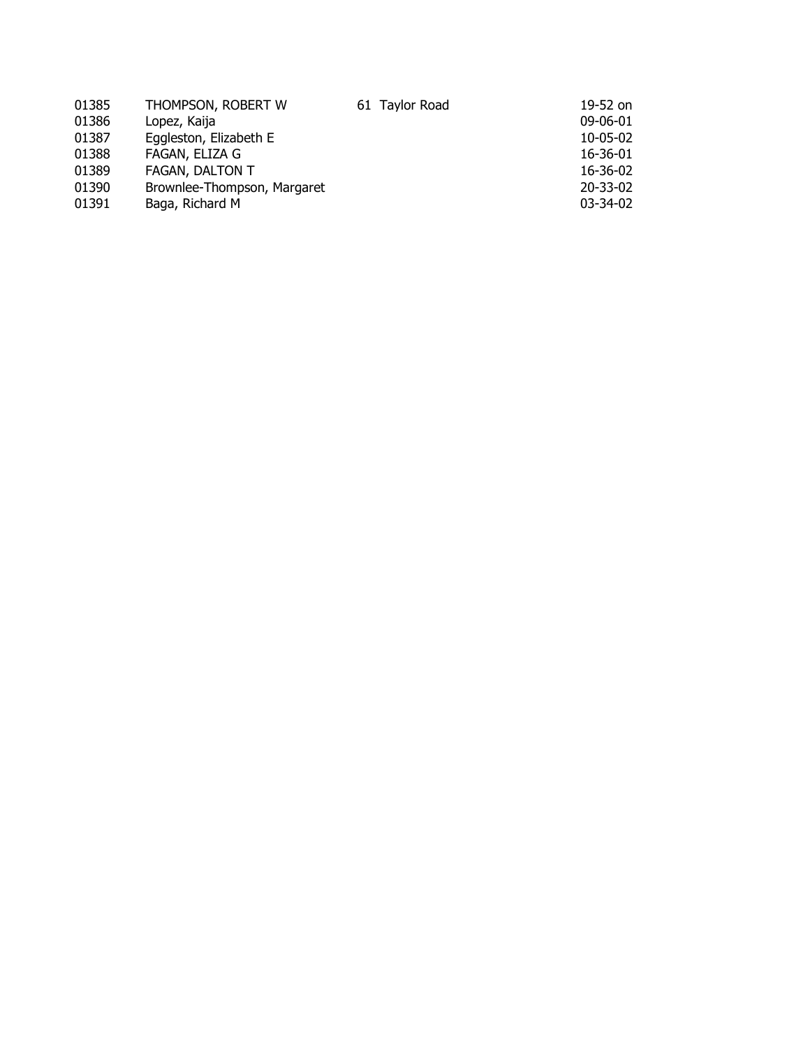| | | | |
|---|---|---|---|
| 01385 | THOMPSON, ROBERT W | 61 Taylor Road | 19-52 on |
| 01386 | Lopez, Kaija | | 09-06-01 |
| 01387 | Eggleston, Elizabeth E | | 10-05-02 |
| 01388 | FAGAN, ELIZA G | | 16-36-01 |
| 01389 | FAGAN, DALTON T | | 16-36-02 |
| 01390 | Brownlee-Thompson, Margaret | | 20-33-02 |
| 01391 | Baga, Richard M | | 03-34-02 |